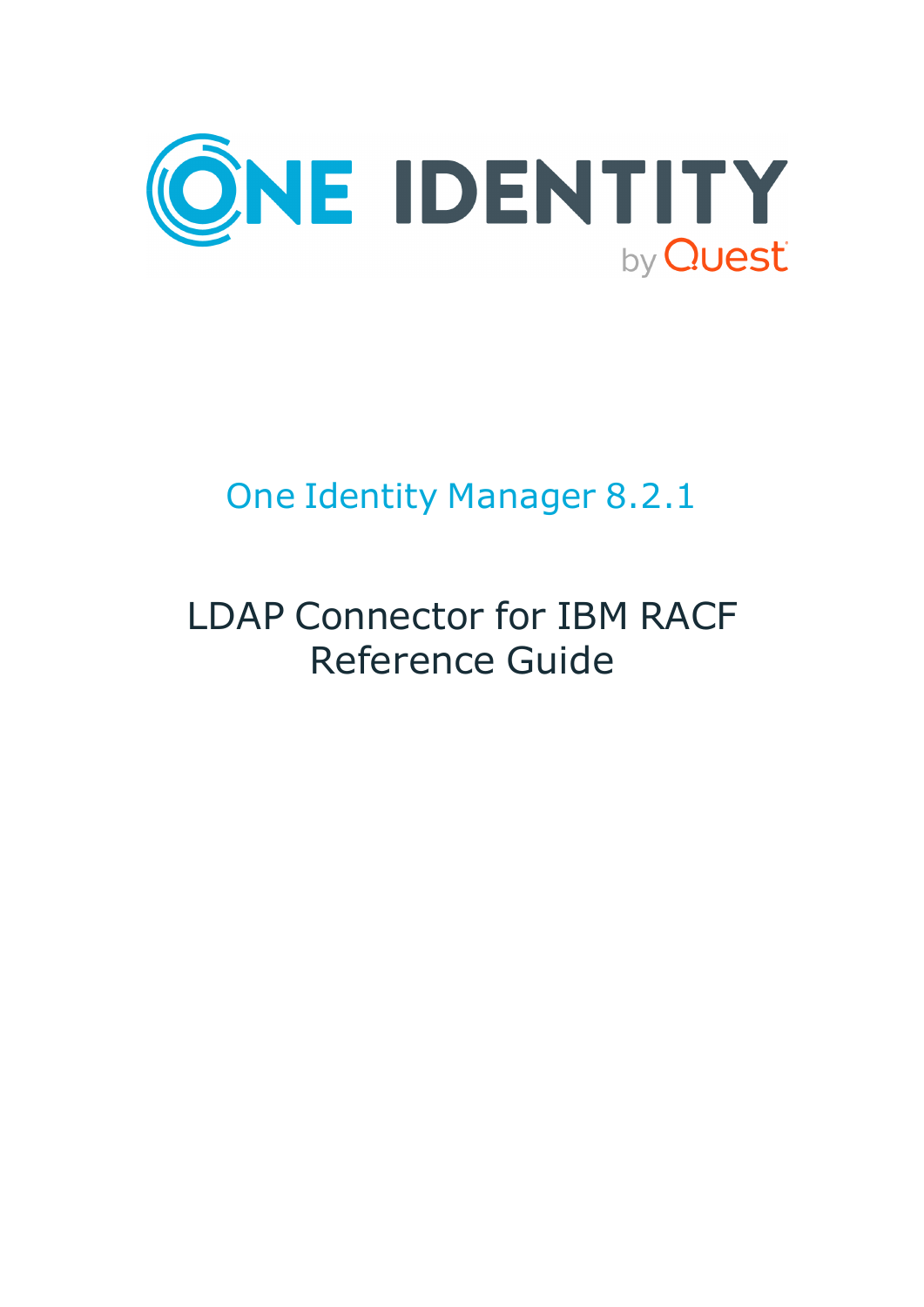ONE IDENTITY by Quest

One Identity Manager 8.2.1

# LDAP Connector for IBM RACF Reference Guide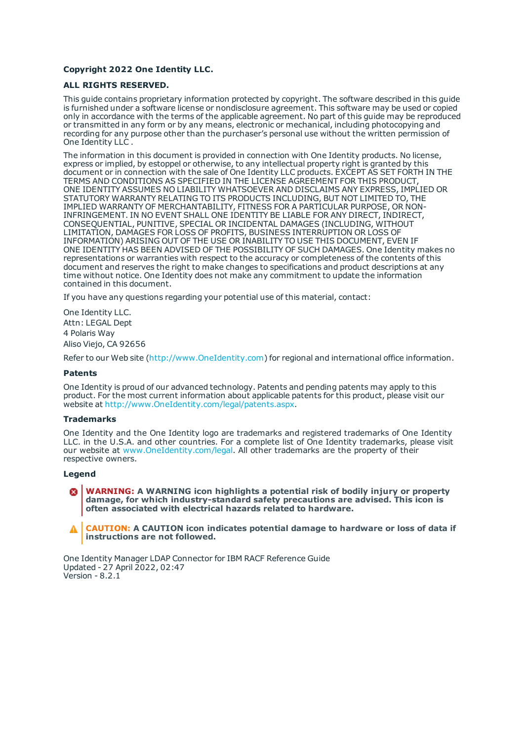**Copyright 2022 One Identity LLC.**

**ALL RIGHTS RESERVED.**

This guide contains proprietary information protected by copyright. The software described in this guide is furnished under a software license or nondisclosure agreement. This software may be used or copied only in accordance with the terms of the applicable agreement. No part of this guide may be reproduced or transmitted in any form or by any means, electronic or mechanical, including photocopying and recording for any purpose other than the purchaser's personal use without the written permission of One Identity LLC .

The information in this document is provided in connection with One Identity products. No license, express or implied, by estoppel or otherwise, to any intellectual property right is granted by this document or in connection with the sale of One Identity LLC products. EXCEPT AS SET FORTH IN THE TERMS AND CONDITIONS AS SPECIFIED IN THE LICENSE AGREEMENT FOR THIS PRODUCT, ONE IDENTITY ASSUMES NO LIABILITY WHATSOEVER AND DISCLAIMS ANY EXPRESS, IMPLIED OR STATUTORY WARRANTY RELATING TO ITS PRODUCTS INCLUDING, BUT NOT LIMITED TO, THE IMPLIED WARRANTY OF MERCHANTABILITY, FITNESS FOR A PARTICULAR PURPOSE, OR NON-INFRINGEMENT. IN NO EVENT SHALL ONE IDENTITY BE LIABLE FOR ANY DIRECT, INDIRECT, CONSEQUENTIAL, PUNITIVE, SPECIAL OR INCIDENTAL DAMAGES (INCLUDING, WITHOUT LIMITATION, DAMAGES FOR LOSS OF PROFITS, BUSINESS INTERRUPTION OR LOSS OF INFORMATION) ARISING OUT OF THE USE OR INABILITY TO USE THIS DOCUMENT, EVEN IF ONE IDENTITY HAS BEEN ADVISED OF THE POSSIBILITY OF SUCH DAMAGES. One Identity makes no representations or warranties with respect to the accuracy or completeness of the contents of this document and reserves the right to make changes to specifications and product descriptions at any time without notice. One Identity does not make any commitment to update the information contained in this document.

If you have any questions regarding your potential use of this material, contact:

One Identity LLC.
Attn: LEGAL Dept
4 Polaris Way
Aliso Viejo, CA 92656

Refer to our Web site (http://www.OneIdentity.com) for regional and international office information.

**Patents**

One Identity is proud of our advanced technology. Patents and pending patents may apply to this product. For the most current information about applicable patents for this product, please visit our website at http://www.OneIdentity.com/legal/patents.aspx.

**Trademarks**

One Identity and the One Identity logo are trademarks and registered trademarks of One Identity LLC. in the U.S.A. and other countries. For a complete list of One Identity trademarks, please visit our website at www.OneIdentity.com/legal. All other trademarks are the property of their respective owners.

**Legend**

**WARNING: A WARNING icon highlights a potential risk of bodily injury or property damage, for which industry-standard safety precautions are advised. This icon is often associated with electrical hazards related to hardware.**

**CAUTION: A CAUTION icon indicates potential damage to hardware or loss of data if instructions are not followed.**

One Identity Manager LDAP Connector for IBM RACF Reference Guide
Updated - 27 April 2022, 02:47
Version - 8.2.1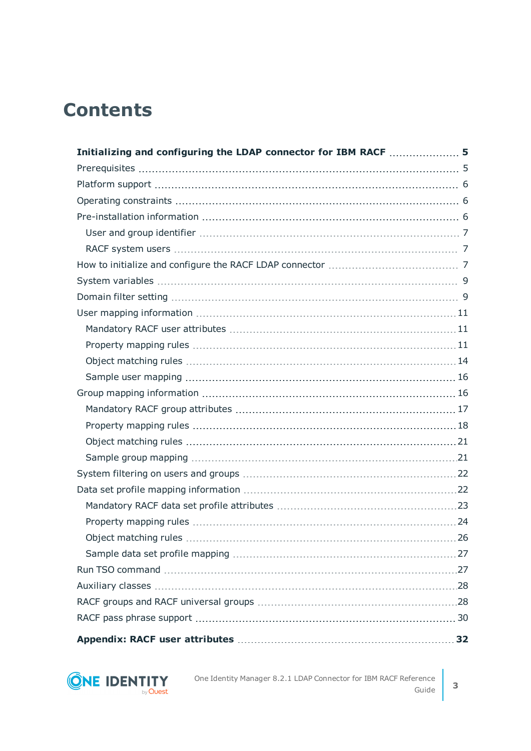# Contents

**Initializing and configuring the LDAP connector for IBM RACF** ..... **5**

- Prerequisites ..... 5
- Platform support ..... 6
- Operating constraints ..... 6
- Pre-installation information ..... 6
  - User and group identifier ..... 7
  - RACF system users ..... 7
- How to initialize and configure the RACF LDAP connector ..... 7
- System variables ..... 9
- Domain filter setting ..... 9
- User mapping information ..... 11
  - Mandatory RACF user attributes ..... 11
  - Property mapping rules ..... 11
  - Object matching rules ..... 14
  - Sample user mapping ..... 16
- Group mapping information ..... 16
  - Mandatory RACF group attributes ..... 17
  - Property mapping rules ..... 18
  - Object matching rules ..... 21
  - Sample group mapping ..... 21
- System filtering on users and groups ..... 22
- Data set profile mapping information ..... 22
  - Mandatory RACF data set profile attributes ..... 23
  - Property mapping rules ..... 24
  - Object matching rules ..... 26
  - Sample data set profile mapping ..... 27
- Run TSO command ..... 27
- Auxiliary classes ..... 28
- RACF groups and RACF universal groups ..... 28
- RACF pass phrase support ..... 30

**Appendix: RACF user attributes** ..... **32**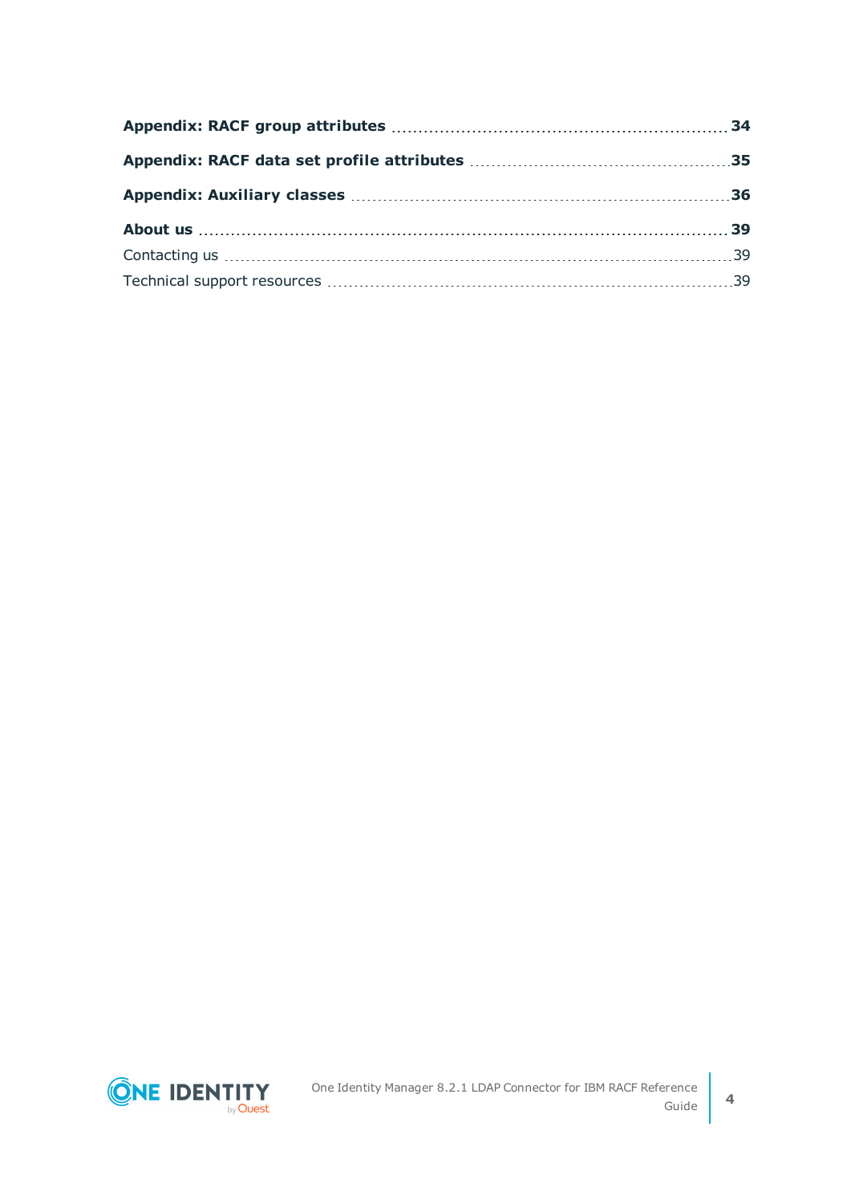**Appendix: RACF group attributes** ..... **34**

**Appendix: RACF data set profile attributes** ..... **35**

**Appendix: Auxiliary classes** ..... **36**

**About us** ..... **39**

Contacting us ..... 39

Technical support resources ..... 39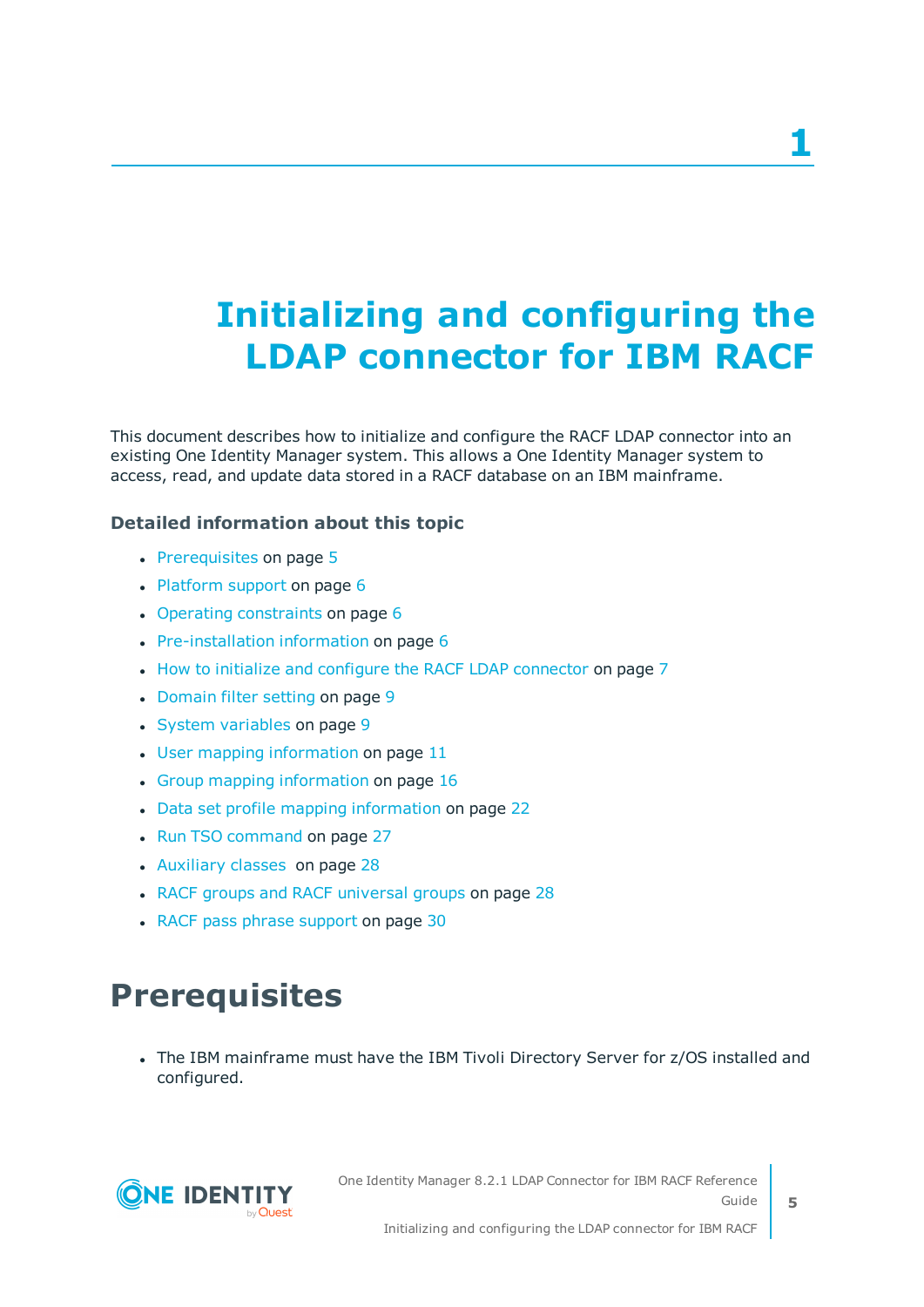# 1

# Initializing and configuring the LDAP connector for IBM RACF

This document describes how to initialize and configure the RACF LDAP connector into an existing One Identity Manager system. This allows a One Identity Manager system to access, read, and update data stored in a RACF database on an IBM mainframe.

### Detailed information about this topic

- Prerequisites on page 5
- Platform support on page 6
- Operating constraints on page 6
- Pre-installation information on page 6
- How to initialize and configure the RACF LDAP connector on page 7
- Domain filter setting on page 9
- System variables on page 9
- User mapping information on page 11
- Group mapping information on page 16
- Data set profile mapping information on page 22
- Run TSO command on page 27
- Auxiliary classes on page 28
- RACF groups and RACF universal groups on page 28
- RACF pass phrase support on page 30

## Prerequisites

- The IBM mainframe must have the IBM Tivoli Directory Server for z/OS installed and configured.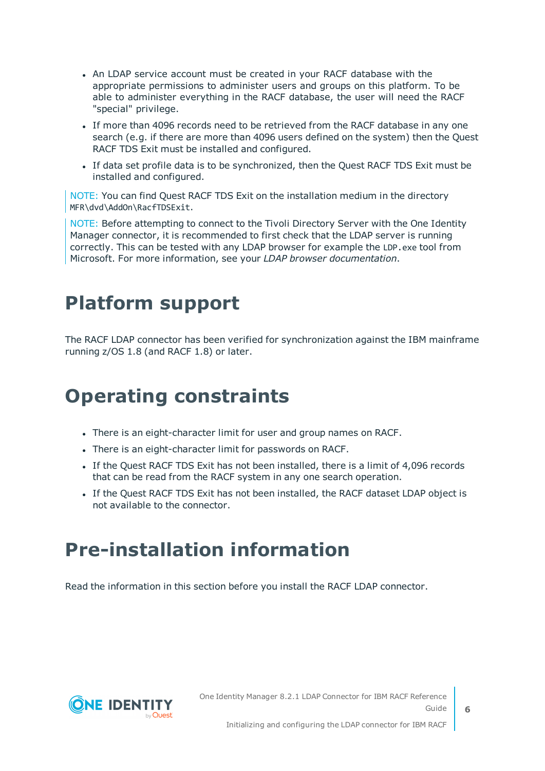- An LDAP service account must be created in your RACF database with the appropriate permissions to administer users and groups on this platform. To be able to administer everything in the RACF database, the user will need the RACF "special" privilege.
- If more than 4096 records need to be retrieved from the RACF database in any one search (e.g. if there are more than 4096 users defined on the system) then the Quest RACF TDS Exit must be installed and configured.
- If data set profile data is to be synchronized, then the Quest RACF TDS Exit must be installed and configured.

NOTE: You can find Quest RACF TDS Exit on the installation medium in the directory `MFR\dvd\AddOn\RacfTDSExit`.

NOTE: Before attempting to connect to the Tivoli Directory Server with the One Identity Manager connector, it is recommended to first check that the LDAP server is running correctly. This can be tested with any LDAP browser for example the `LDP.exe` tool from Microsoft. For more information, see your *LDAP browser documentation*.

# Platform support

The RACF LDAP connector has been verified for synchronization against the IBM mainframe running z/OS 1.8 (and RACF 1.8) or later.

# Operating constraints

- There is an eight-character limit for user and group names on RACF.
- There is an eight-character limit for passwords on RACF.
- If the Quest RACF TDS Exit has not been installed, there is a limit of 4,096 records that can be read from the RACF system in any one search operation.
- If the Quest RACF TDS Exit has not been installed, the RACF dataset LDAP object is not available to the connector.

# Pre-installation information

Read the information in this section before you install the RACF LDAP connector.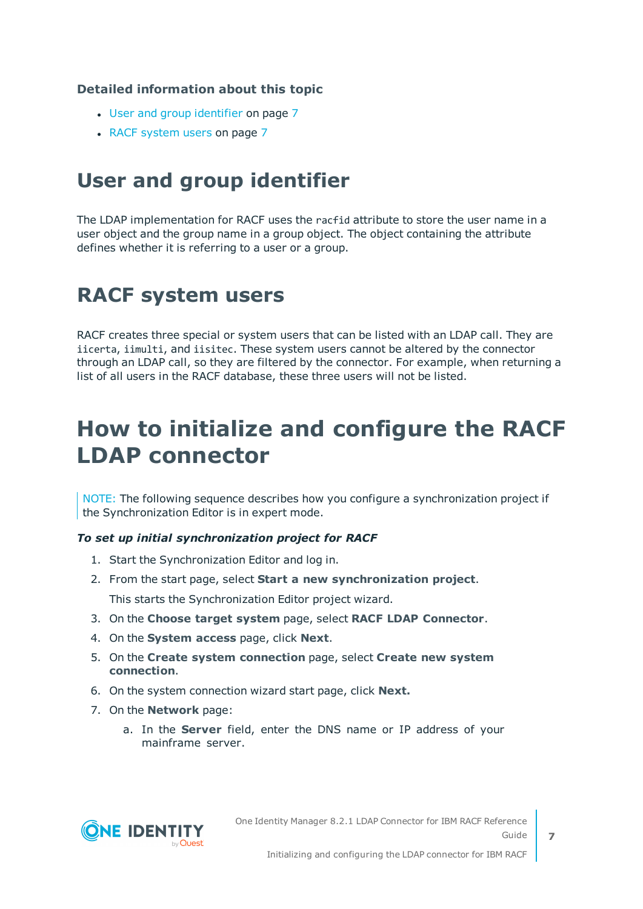**Detailed information about this topic**

- User and group identifier on page 7
- RACF system users on page 7

## User and group identifier

The LDAP implementation for RACF uses the `racfid` attribute to store the user name in a user object and the group name in a group object. The object containing the attribute defines whether it is referring to a user or a group.

## RACF system users

RACF creates three special or system users that can be listed with an LDAP call. They are `iicerta`, `iimulti`, and `iisitec`. These system users cannot be altered by the connector through an LDAP call, so they are filtered by the connector. For example, when returning a list of all users in the RACF database, these three users will not be listed.

# How to initialize and configure the RACF LDAP connector

> NOTE: The following sequence describes how you configure a synchronization project if the Synchronization Editor is in expert mode.

***To set up initial synchronization project for RACF***

1. Start the Synchronization Editor and log in.
2. From the start page, select **Start a new synchronization project**.

   This starts the Synchronization Editor project wizard.
3. On the **Choose target system** page, select **RACF LDAP Connector**.
4. On the **System access** page, click **Next**.
5. On the **Create system connection** page, select **Create new system connection**.
6. On the system connection wizard start page, click **Next.**
7. On the **Network** page:
   a. In the **Server** field, enter the DNS name or IP address of your mainframe server.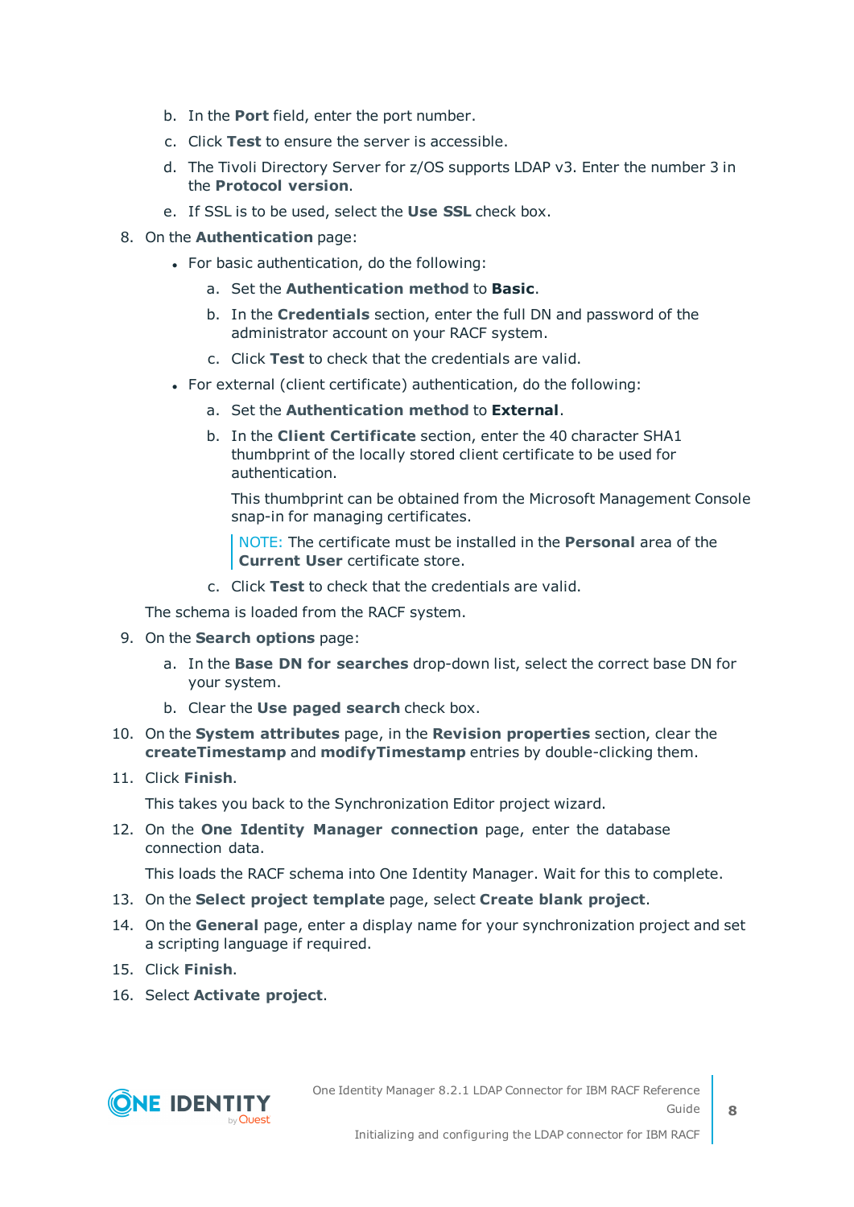b. In the **Port** field, enter the port number.

   c. Click **Test** to ensure the server is accessible.

   d. The Tivoli Directory Server for z/OS supports LDAP v3. Enter the number 3 in the **Protocol version**.

   e. If SSL is to be used, select the **Use SSL** check box.

8. On the **Authentication** page:

   - For basic authentication, do the following:

     a. Set the **Authentication method** to **Basic**.

     b. In the **Credentials** section, enter the full DN and password of the administrator account on your RACF system.

     c. Click **Test** to check that the credentials are valid.

   - For external (client certificate) authentication, do the following:

     a. Set the **Authentication method** to **External**.

     b. In the **Client Certificate** section, enter the 40 character SHA1 thumbprint of the locally stored client certificate to be used for authentication.

        This thumbprint can be obtained from the Microsoft Management Console snap-in for managing certificates.

        NOTE: The certificate must be installed in the **Personal** area of the **Current User** certificate store.

     c. Click **Test** to check that the credentials are valid.

   The schema is loaded from the RACF system.

9. On the **Search options** page:

   a. In the **Base DN for searches** drop-down list, select the correct base DN for your system.

   b. Clear the **Use paged search** check box.

10. On the **System attributes** page, in the **Revision properties** section, clear the **createTimestamp** and **modifyTimestamp** entries by double-clicking them.

11. Click **Finish**.

    This takes you back to the Synchronization Editor project wizard.

12. On the **One Identity Manager connection** page, enter the database connection data.

    This loads the RACF schema into One Identity Manager. Wait for this to complete.

13. On the **Select project template** page, select **Create blank project**.

14. On the **General** page, enter a display name for your synchronization project and set a scripting language if required.

15. Click **Finish**.

16. Select **Activate project**.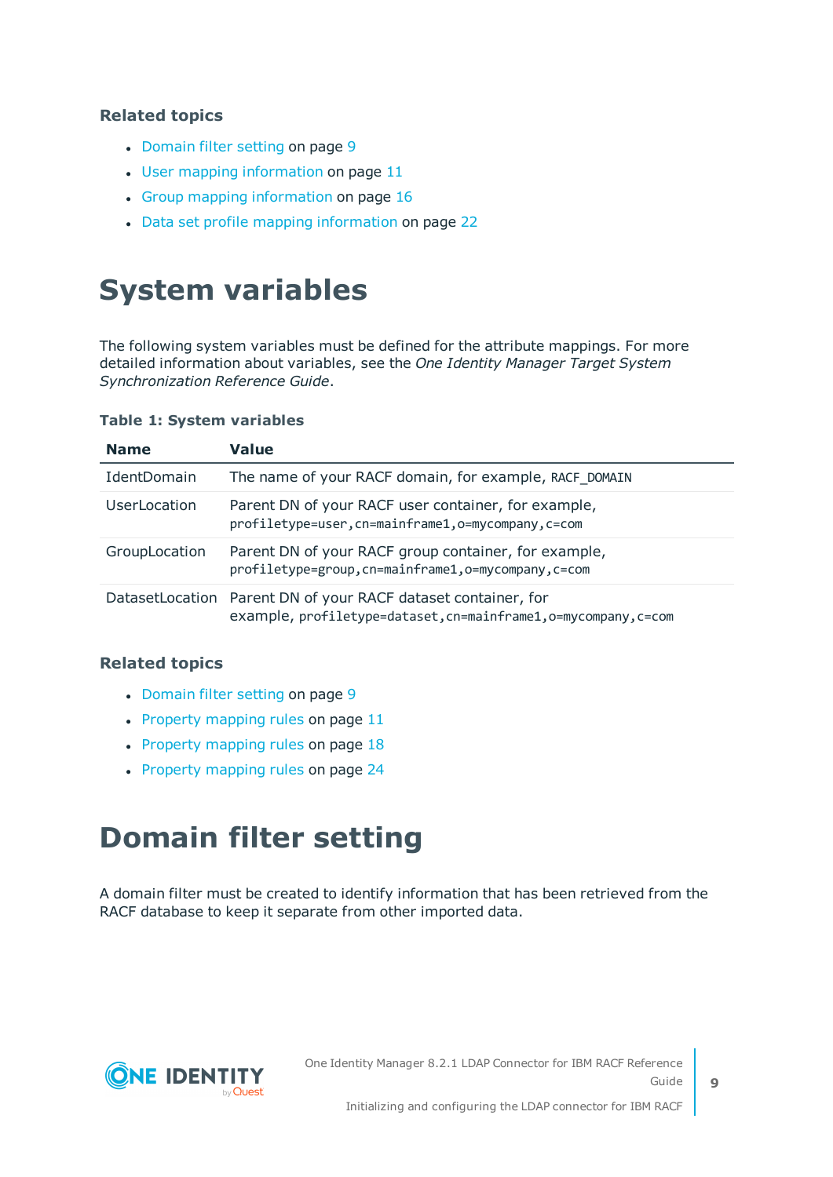### Related topics

- Domain filter setting on page 9
- User mapping information on page 11
- Group mapping information on page 16
- Data set profile mapping information on page 22

# System variables

The following system variables must be defined for the attribute mappings. For more detailed information about variables, see the *One Identity Manager Target System Synchronization Reference Guide*.

**Table 1: System variables**

| Name | Value |
|---|---|
| IdentDomain | The name of your RACF domain, for example, `RACF_DOMAIN` |
| UserLocation | Parent DN of your RACF user container, for example, `profiletype=user,cn=mainframe1,o=mycompany,c=com` |
| GroupLocation | Parent DN of your RACF group container, for example, `profiletype=group,cn=mainframe1,o=mycompany,c=com` |
| DatasetLocation | Parent DN of your RACF dataset container, for example, `profiletype=dataset,cn=mainframe1,o=mycompany,c=com` |

### Related topics

- Domain filter setting on page 9
- Property mapping rules on page 11
- Property mapping rules on page 18
- Property mapping rules on page 24

# Domain filter setting

A domain filter must be created to identify information that has been retrieved from the RACF database to keep it separate from other imported data.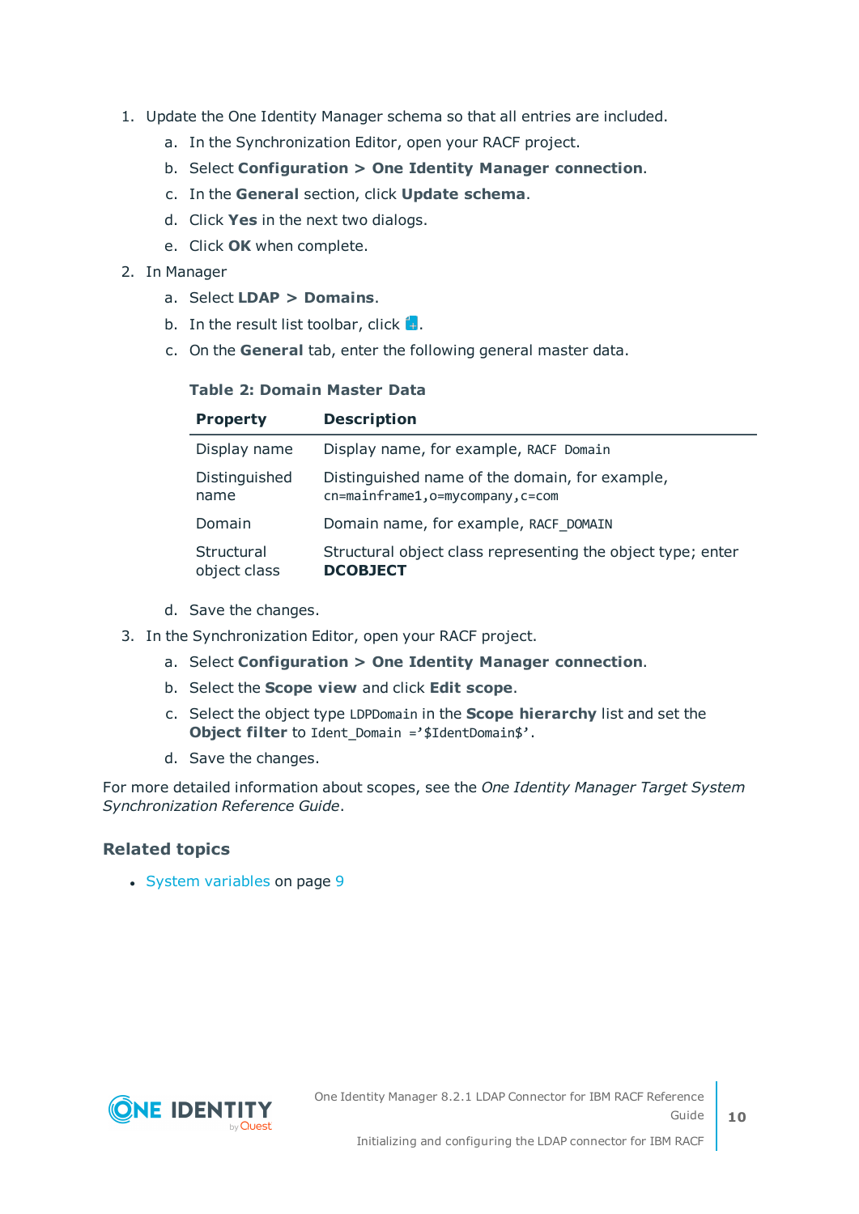1. Update the One Identity Manager schema so that all entries are included.
   a. In the Synchronization Editor, open your RACF project.
   b. Select **Configuration > One Identity Manager connection**.
   c. In the **General** section, click **Update schema**.
   d. Click **Yes** in the next two dialogs.
   e. Click **OK** when complete.
2. In Manager
   a. Select **LDAP > Domains**.
   b. In the result list toolbar, click .
   c. On the **General** tab, enter the following general master data.

   **Table 2: Domain Master Data**

   | Property | Description |
   |---|---|
   | Display name | Display name, for example, `RACF Domain` |
   | Distinguished name | Distinguished name of the domain, for example, `cn=mainframe1,o=mycompany,c=com` |
   | Domain | Domain name, for example, `RACF_DOMAIN` |
   | Structural object class | Structural object class representing the object type; enter **DCOBJECT** |

   d. Save the changes.
3. In the Synchronization Editor, open your RACF project.
   a. Select **Configuration > One Identity Manager connection**.
   b. Select the **Scope view** and click **Edit scope**.
   c. Select the object type `LDPDomain` in the **Scope hierarchy** list and set the **Object filter** to `Ident_Domain ='$IdentDomain$'`.
   d. Save the changes.

For more detailed information about scopes, see the *One Identity Manager Target System Synchronization Reference Guide*.

### Related topics

- System variables on page 9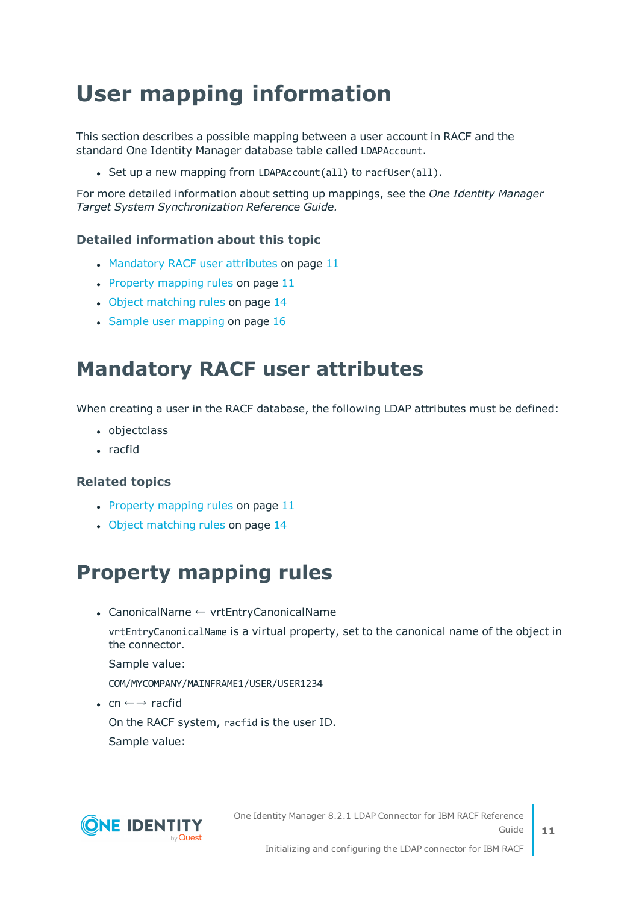# User mapping information

This section describes a possible mapping between a user account in RACF and the standard One Identity Manager database table called `LDAPAccount`.

- Set up a new mapping from `LDAPAccount(all)` to `racfUser(all)`.

For more detailed information about setting up mappings, see the *One Identity Manager Target System Synchronization Reference Guide.*

### Detailed information about this topic

- Mandatory RACF user attributes on page 11
- Property mapping rules on page 11
- Object matching rules on page 14
- Sample user mapping on page 16

# Mandatory RACF user attributes

When creating a user in the RACF database, the following LDAP attributes must be defined:

- objectclass
- racfid

### Related topics

- Property mapping rules on page 11
- Object matching rules on page 14

# Property mapping rules

- CanonicalName ← vrtEntryCanonicalName

  `vrtEntryCanonicalName` is a virtual property, set to the canonical name of the object in the connector.

  Sample value:

  `COM/MYCOMPANY/MAINFRAME1/USER/USER1234`

- cn ←→ racfid

  On the RACF system, `racfid` is the user ID.

  Sample value: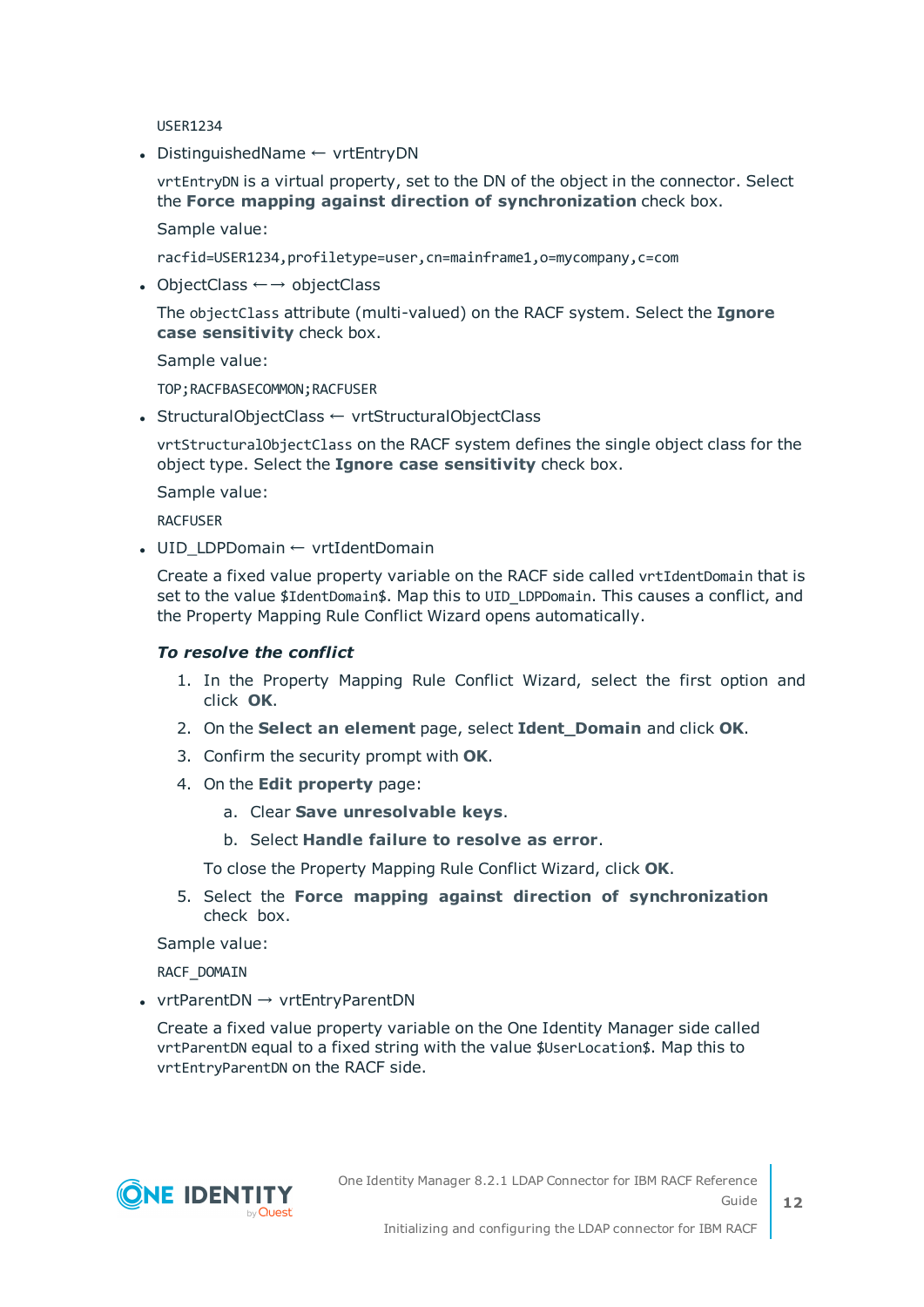USER1234

- DistinguishedName ← vrtEntryDN

  `vrtEntryDN` is a virtual property, set to the DN of the object in the connector. Select the **Force mapping against direction of synchronization** check box.

  Sample value:

  `racfid=USER1234,profiletype=user,cn=mainframe1,o=mycompany,c=com`

- ObjectClass ←→ objectClass

  The `objectClass` attribute (multi-valued) on the RACF system. Select the **Ignore case sensitivity** check box.

  Sample value:

  `TOP;RACFBASECOMMON;RACFUSER`

- StructuralObjectClass ← vrtStructuralObjectClass

  `vrtStructuralObjectClass` on the RACF system defines the single object class for the object type. Select the **Ignore case sensitivity** check box.

  Sample value:

  `RACFUSER`

- UID_LDPDomain ← vrtIdentDomain

  Create a fixed value property variable on the RACF side called `vrtIdentDomain` that is set to the value `$IdentDomain$`. Map this to `UID_LDPDomain`. This causes a conflict, and the Property Mapping Rule Conflict Wizard opens automatically.

  ***To resolve the conflict***

  1. In the Property Mapping Rule Conflict Wizard, select the first option and click **OK**.
  2. On the **Select an element** page, select **Ident_Domain** and click **OK**.
  3. Confirm the security prompt with **OK**.
  4. On the **Edit property** page:
     a. Clear **Save unresolvable keys**.
     b. Select **Handle failure to resolve as error**.

     To close the Property Mapping Rule Conflict Wizard, click **OK**.
  5. Select the **Force mapping against direction of synchronization** check box.

  Sample value:

  `RACF_DOMAIN`

- vrtParentDN → vrtEntryParentDN

  Create a fixed value property variable on the One Identity Manager side called `vrtParentDN` equal to a fixed string with the value `$UserLocation$`. Map this to `vrtEntryParentDN` on the RACF side.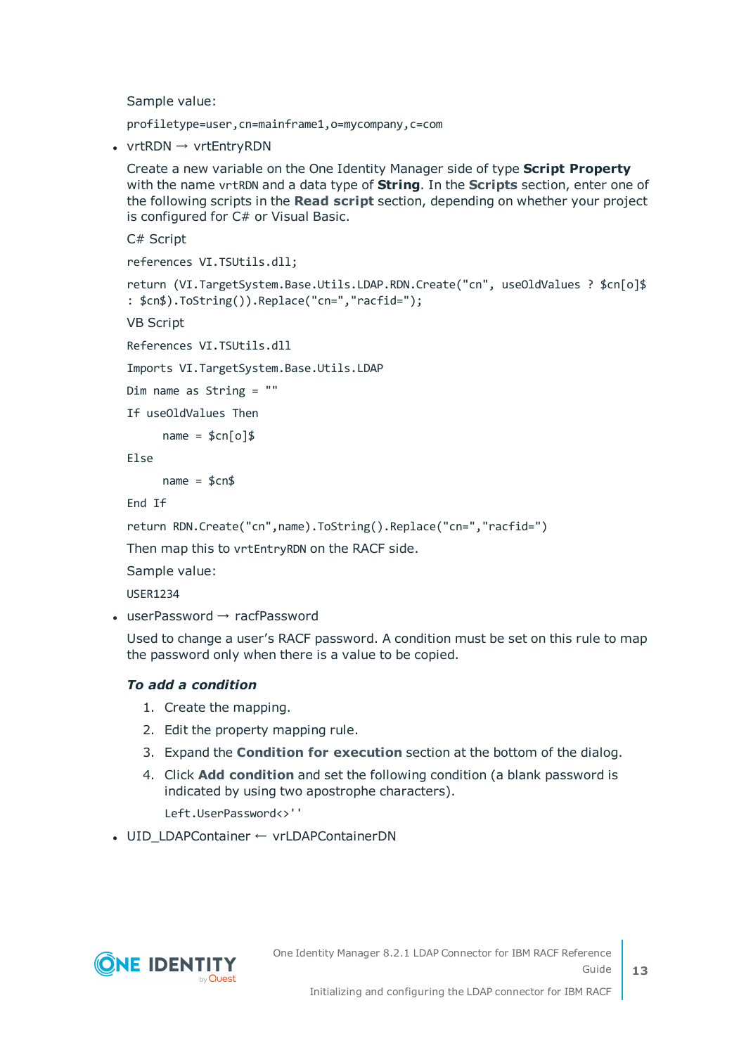Sample value:

```
profiletype=user,cn=mainframe1,o=mycompany,c=com
```

- vrtRDN → vrtEntryRDN

  Create a new variable on the One Identity Manager side of type **Script Property** with the name `vrtRDN` and a data type of **String**. In the **Scripts** section, enter one of the following scripts in the **Read script** section, depending on whether your project is configured for C# or Visual Basic.

  C# Script

  ```
  references VI.TSUtils.dll;
  return (VI.TargetSystem.Base.Utils.LDAP.RDN.Create("cn", useOldValues ? $cn[o]$ : $cn$).ToString()).Replace("cn=","racfid=");
  ```

  VB Script

  ```
  References VI.TSUtils.dll
  Imports VI.TargetSystem.Base.Utils.LDAP
  Dim name as String = ""
  If useOldValues Then
        name = $cn[o]$
  Else
        name = $cn$
  End If
  return RDN.Create("cn",name).ToString().Replace("cn=","racfid=")
  ```

  Then map this to `vrtEntryRDN` on the RACF side.

  Sample value:

  ```
  USER1234
  ```

- userPassword → racfPassword

  Used to change a user's RACF password. A condition must be set on this rule to map the password only when there is a value to be copied.

  ***To add a condition***

  1. Create the mapping.
  2. Edit the property mapping rule.
  3. Expand the **Condition for execution** section at the bottom of the dialog.
  4. Click **Add condition** and set the following condition (a blank password is indicated by using two apostrophe characters).

     ```
     Left.UserPassword<>''
     ```

- UID_LDAPContainer ← vrLDAPContainerDN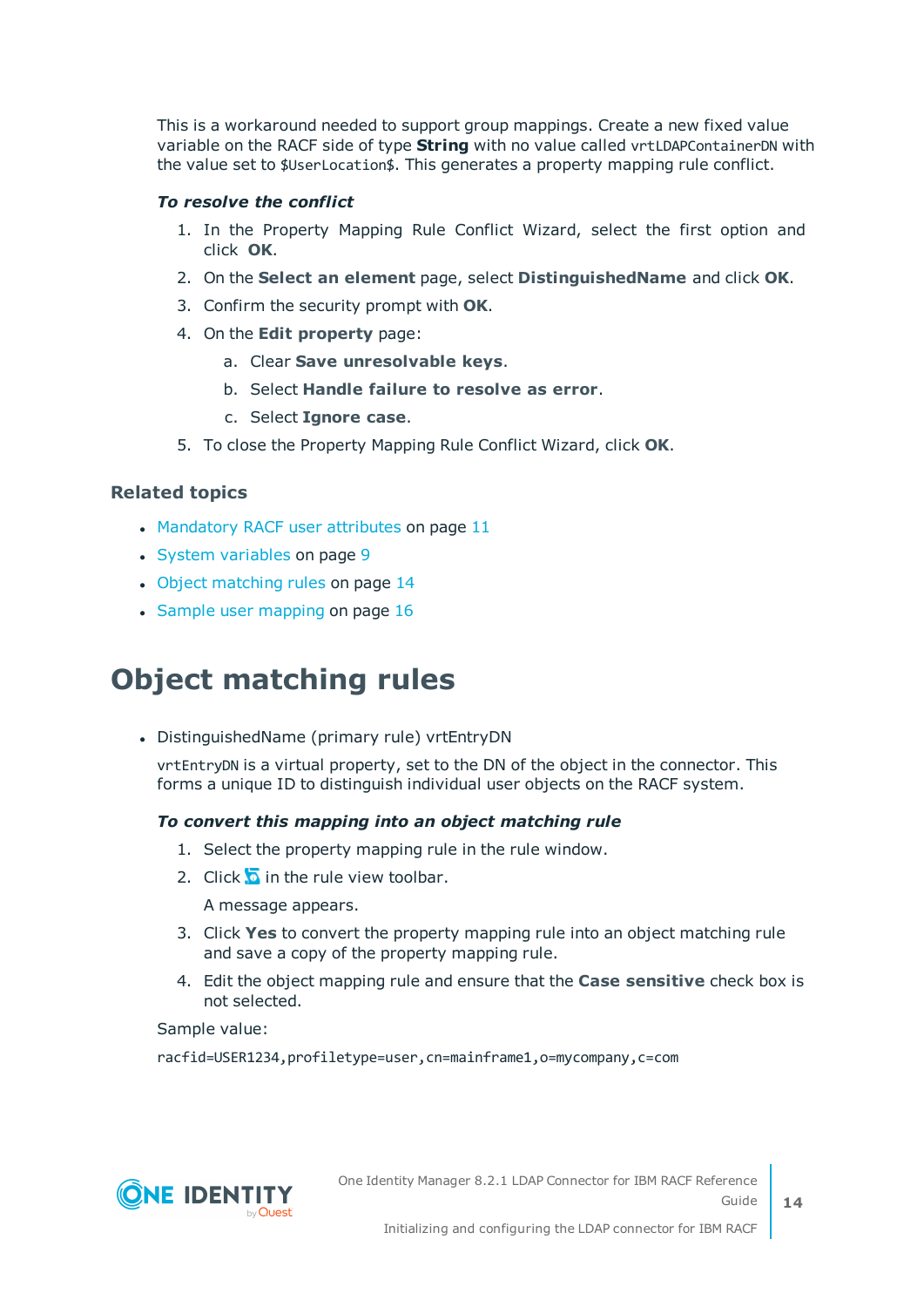This is a workaround needed to support group mappings. Create a new fixed value variable on the RACF side of type **String** with no value called `vrtLDAPContainerDN` with the value set to `$UserLocation$`. This generates a property mapping rule conflict.

***To resolve the conflict***

1. In the Property Mapping Rule Conflict Wizard, select the first option and click **OK**.
2. On the **Select an element** page, select **DistinguishedName** and click **OK**.
3. Confirm the security prompt with **OK**.
4. On the **Edit property** page:
   a. Clear **Save unresolvable keys**.
   b. Select **Handle failure to resolve as error**.
   c. Select **Ignore case**.
5. To close the Property Mapping Rule Conflict Wizard, click **OK**.

### Related topics

- Mandatory RACF user attributes on page 11
- System variables on page 9
- Object matching rules on page 14
- Sample user mapping on page 16

# Object matching rules

- DistinguishedName (primary rule) vrtEntryDN

  `vrtEntryDN` is a virtual property, set to the DN of the object in the connector. This forms a unique ID to distinguish individual user objects on the RACF system.

  ***To convert this mapping into an object matching rule***

  1. Select the property mapping rule in the rule window.
  2. Click in the rule view toolbar.

     A message appears.
  3. Click **Yes** to convert the property mapping rule into an object matching rule and save a copy of the property mapping rule.
  4. Edit the object mapping rule and ensure that the **Case sensitive** check box is not selected.

  Sample value:

  ```
  racfid=USER1234,profiletype=user,cn=mainframe1,o=mycompany,c=com
  ```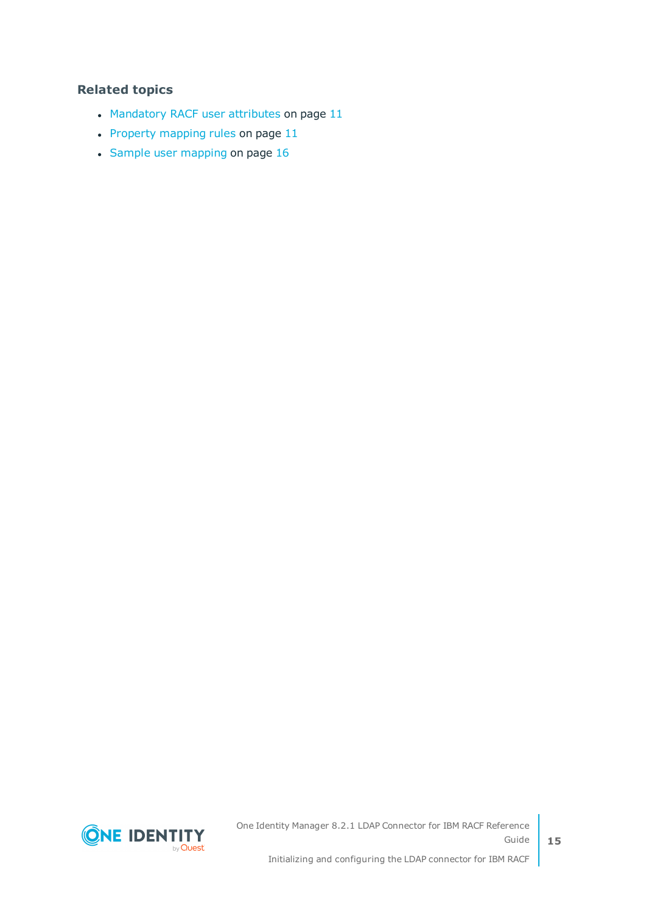### Related topics

- Mandatory RACF user attributes on page 11
- Property mapping rules on page 11
- Sample user mapping on page 16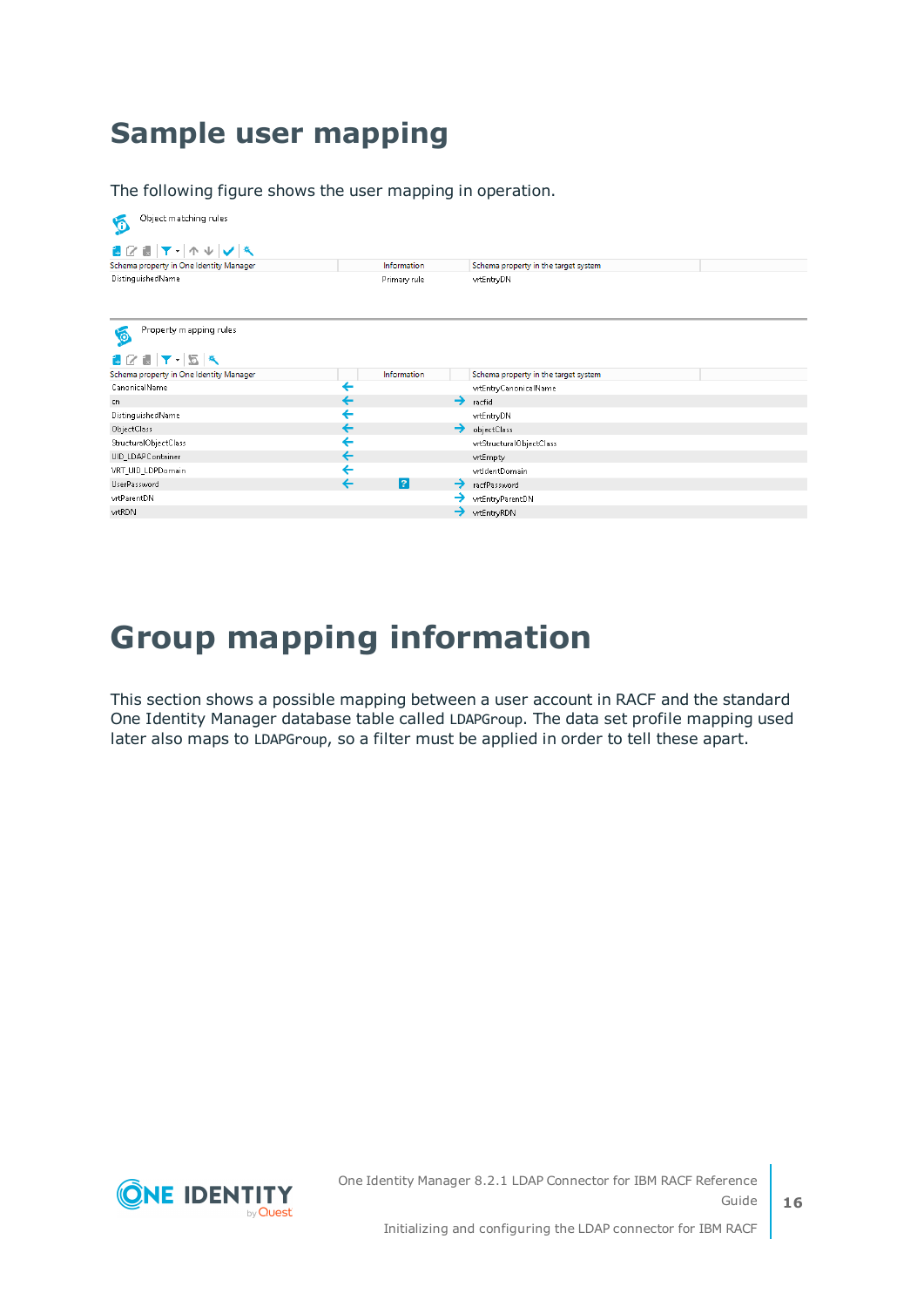# Sample user mapping

The following figure shows the user mapping in operation.

Object matching rules

| Schema property in One Identity Manager | Information | Schema property in the target system |
|---|---|---|
| DistinguishedName | Primary rule | vrtEntryDN |

Property mapping rules

| Schema property in One Identity Manager | | Information | | Schema property in the target system |
|---|---|---|---|---|
| CanonicalName | ← | | | vrtEntryCanonicalName |
| cn | ← | | → | racfid |
| DistinguishedName | ← | | | vrtEntryDN |
| ObjectClass | ← | | → | objectClass |
| StructuralObjectClass | ← | | | vrtStructuralObjectClass |
| UID_LDAPContainer | ← | | | vrtEmpty |
| VRT_UID_LDPDomain | ← | | | vrtIdentDomain |
| UserPassword | ← | ? | → | racfPassword |
| vrtParentDN | | | → | vrtEntryParentDN |
| vrtRDN | | | → | vrtEntryRDN |

# Group mapping information

This section shows a possible mapping between a user account in RACF and the standard One Identity Manager database table called LDAPGroup. The data set profile mapping used later also maps to LDAPGroup, so a filter must be applied in order to tell these apart.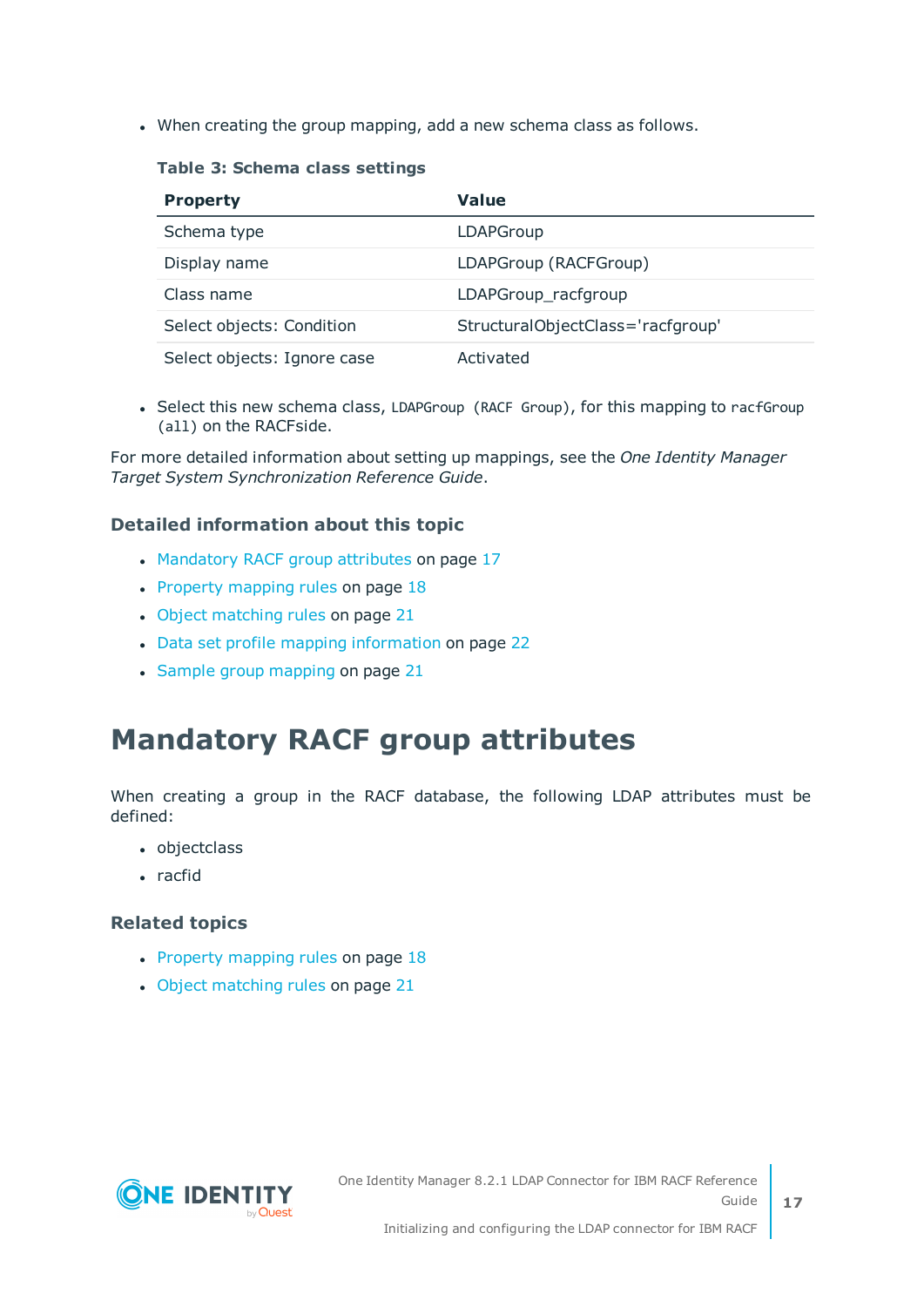- When creating the group mapping, add a new schema class as follows.

**Table 3: Schema class settings**

| Property | Value |
| --- | --- |
| Schema type | LDAPGroup |
| Display name | LDAPGroup (RACFGroup) |
| Class name | LDAPGroup_racfgroup |
| Select objects: Condition | StructuralObjectClass='racfgroup' |
| Select objects: Ignore case | Activated |

- Select this new schema class, `LDAPGroup (RACF Group)`, for this mapping to `racfGroup (all)` on the RACFside.

For more detailed information about setting up mappings, see the *One Identity Manager Target System Synchronization Reference Guide*.

### Detailed information about this topic

- Mandatory RACF group attributes on page 17
- Property mapping rules on page 18
- Object matching rules on page 21
- Data set profile mapping information on page 22
- Sample group mapping on page 21

# Mandatory RACF group attributes

When creating a group in the RACF database, the following LDAP attributes must be defined:

- objectclass
- racfid

### Related topics

- Property mapping rules on page 18
- Object matching rules on page 21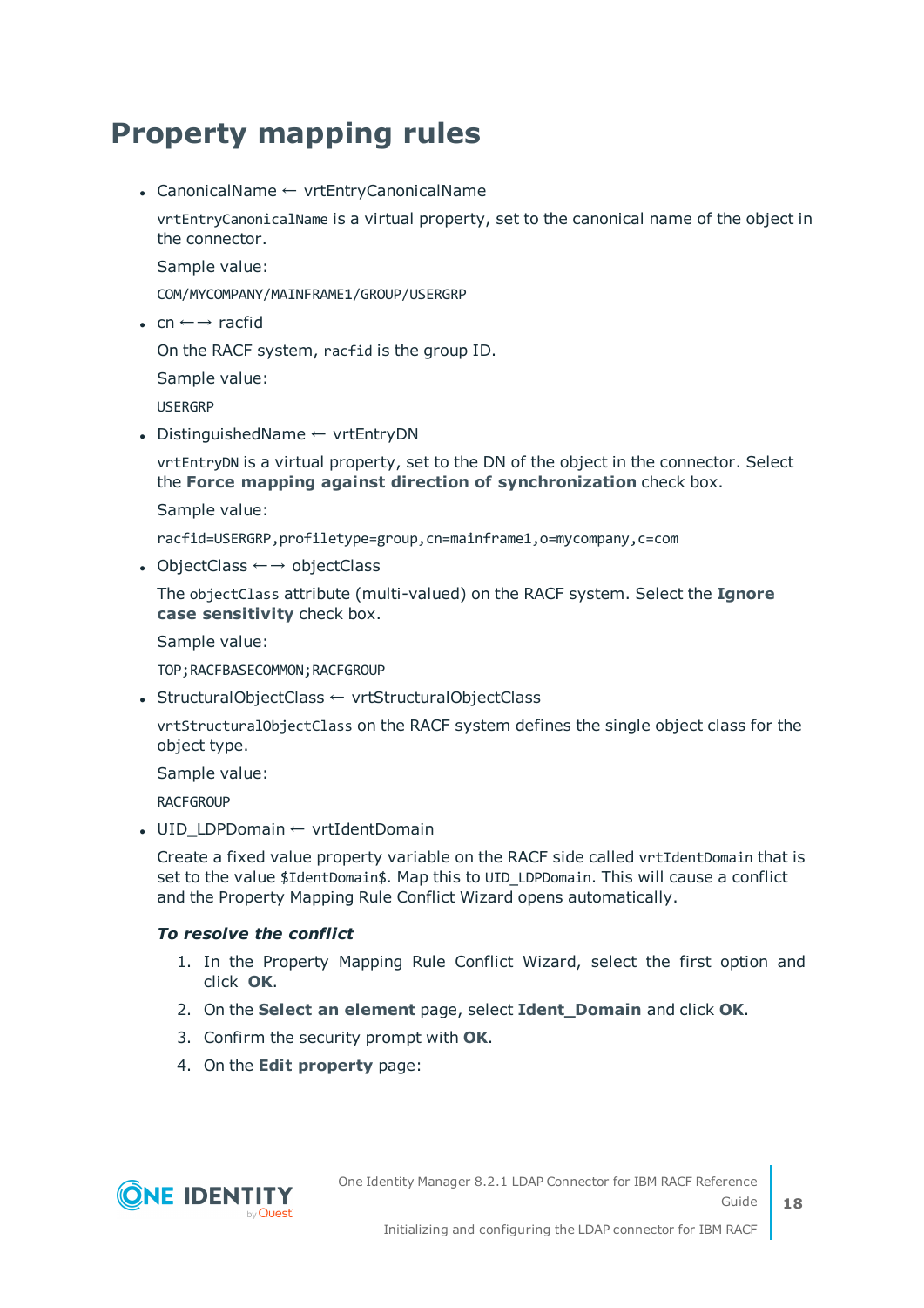# Property mapping rules

- CanonicalName ← vrtEntryCanonicalName

  `vrtEntryCanonicalName` is a virtual property, set to the canonical name of the object in the connector.

  Sample value:

  `COM/MYCOMPANY/MAINFRAME1/GROUP/USERGRP`

- cn ←→ racfid

  On the RACF system, `racfid` is the group ID.

  Sample value:

  `USERGRP`

- DistinguishedName ← vrtEntryDN

  `vrtEntryDN` is a virtual property, set to the DN of the object in the connector. Select the **Force mapping against direction of synchronization** check box.

  Sample value:

  `racfid=USERGRP,profiletype=group,cn=mainframe1,o=mycompany,c=com`

- ObjectClass ←→ objectClass

  The `objectClass` attribute (multi-valued) on the RACF system. Select the **Ignore case sensitivity** check box.

  Sample value:

  `TOP;RACFBASECOMMON;RACFGROUP`

- StructuralObjectClass ← vrtStructuralObjectClass

  `vrtStructuralObjectClass` on the RACF system defines the single object class for the object type.

  Sample value:

  `RACFGROUP`

- UID_LDPDomain ← vrtIdentDomain

  Create a fixed value property variable on the RACF side called `vrtIdentDomain` that is set to the value `$IdentDomain$`. Map this to `UID_LDPDomain`. This will cause a conflict and the Property Mapping Rule Conflict Wizard opens automatically.

  ***To resolve the conflict***

  1. In the Property Mapping Rule Conflict Wizard, select the first option and click **OK**.
  2. On the **Select an element** page, select **Ident_Domain** and click **OK**.
  3. Confirm the security prompt with **OK**.
  4. On the **Edit property** page: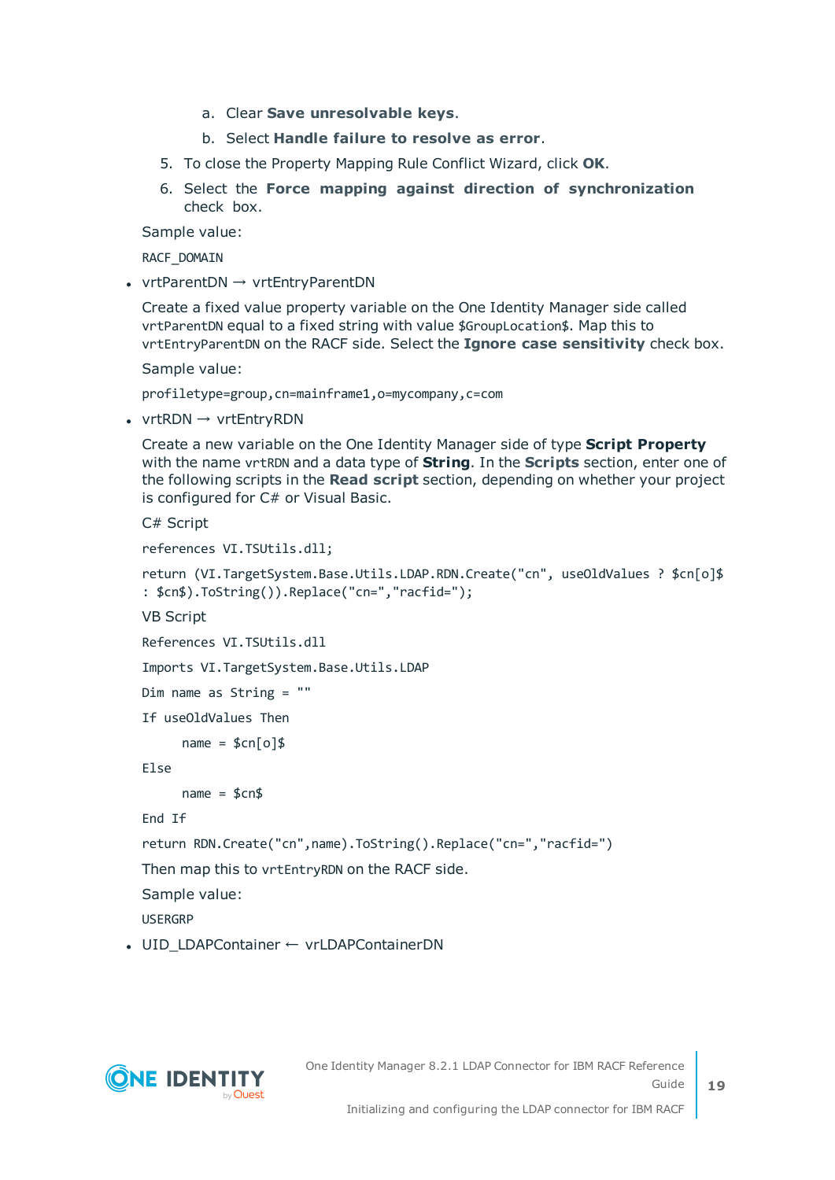a. Clear **Save unresolvable keys**.

   b. Select **Handle failure to resolve as error**.

5. To close the Property Mapping Rule Conflict Wizard, click **OK**.

6. Select the **Force mapping against direction of synchronization** check box.

Sample value:

`RACF_DOMAIN`

- vrtParentDN → vrtEntryParentDN

  Create a fixed value property variable on the One Identity Manager side called `vrtParentDN` equal to a fixed string with value `$GroupLocation$`. Map this to `vrtEntryParentDN` on the RACF side. Select the **Ignore case sensitivity** check box.

  Sample value:

  `profiletype=group,cn=mainframe1,o=mycompany,c=com`

- vrtRDN → vrtEntryRDN

  Create a new variable on the One Identity Manager side of type **Script Property** with the name `vrtRDN` and a data type of **String**. In the **Scripts** section, enter one of the following scripts in the **Read script** section, depending on whether your project is configured for C# or Visual Basic.

  C# Script

  ```
  references VI.TSUtils.dll;

  return (VI.TargetSystem.Base.Utils.LDAP.RDN.Create("cn", useOldValues ? $cn[o]$ : $cn$).ToString()).Replace("cn=","racfid=");
  ```

  VB Script

  ```
  References VI.TSUtils.dll

  Imports VI.TargetSystem.Base.Utils.LDAP

  Dim name as String = ""

  If useOldValues Then

      name = $cn[o]$

  Else

      name = $cn$

  End If

  return RDN.Create("cn",name).ToString().Replace("cn=","racfid=")
  ```

  Then map this to `vrtEntryRDN` on the RACF side.

  Sample value:

  `USERGRP`

- UID_LDAPContainer ← vrLDAPContainerDN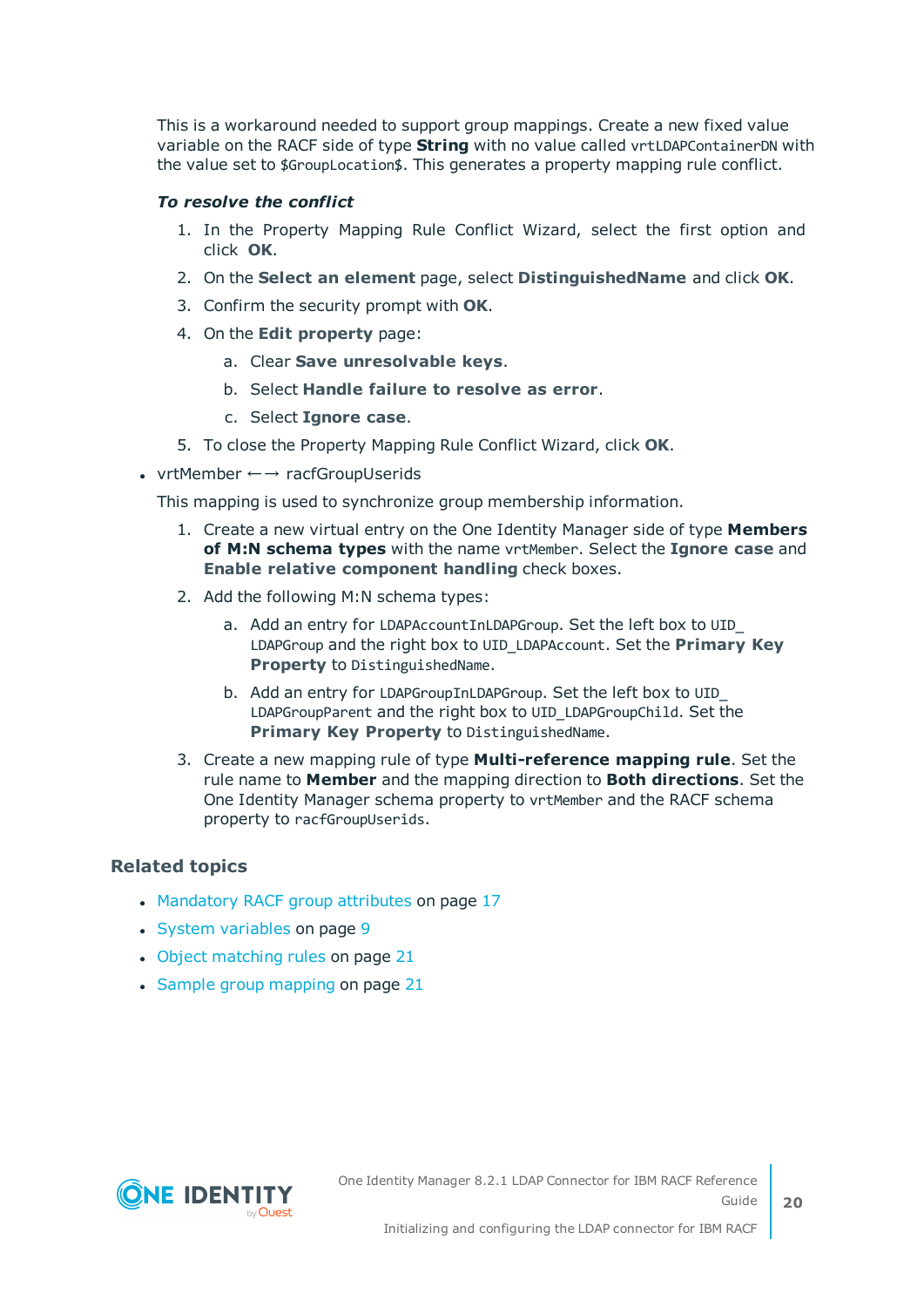This is a workaround needed to support group mappings. Create a new fixed value variable on the RACF side of type **String** with no value called `vrtLDAPContainerDN` with the value set to `$GroupLocation$`. This generates a property mapping rule conflict.

***To resolve the conflict***

1. In the Property Mapping Rule Conflict Wizard, select the first option and click **OK**.
2. On the **Select an element** page, select **DistinguishedName** and click **OK**.
3. Confirm the security prompt with **OK**.
4. On the **Edit property** page:
   a. Clear **Save unresolvable keys**.
   b. Select **Handle failure to resolve as error**.
   c. Select **Ignore case**.
5. To close the Property Mapping Rule Conflict Wizard, click **OK**.

- vrtMember ←→ racfGroupUserids

  This mapping is used to synchronize group membership information.

  1. Create a new virtual entry on the One Identity Manager side of type **Members of M:N schema types** with the name `vrtMember`. Select the **Ignore case** and **Enable relative component handling** check boxes.
  2. Add the following M:N schema types:
     a. Add an entry for `LDAPAccountInLDAPGroup`. Set the left box to `UID_LDAPGroup` and the right box to `UID_LDAPAccount`. Set the **Primary Key Property** to `DistinguishedName`.
     b. Add an entry for `LDAPGroupInLDAPGroup`. Set the left box to `UID_LDAPGroupParent` and the right box to `UID_LDAPGroupChild`. Set the **Primary Key Property** to `DistinguishedName`.
  3. Create a new mapping rule of type **Multi-reference mapping rule**. Set the rule name to **Member** and the mapping direction to **Both directions**. Set the One Identity Manager schema property to `vrtMember` and the RACF schema property to `racfGroupUserids`.

## Related topics

- Mandatory RACF group attributes on page 17
- System variables on page 9
- Object matching rules on page 21
- Sample group mapping on page 21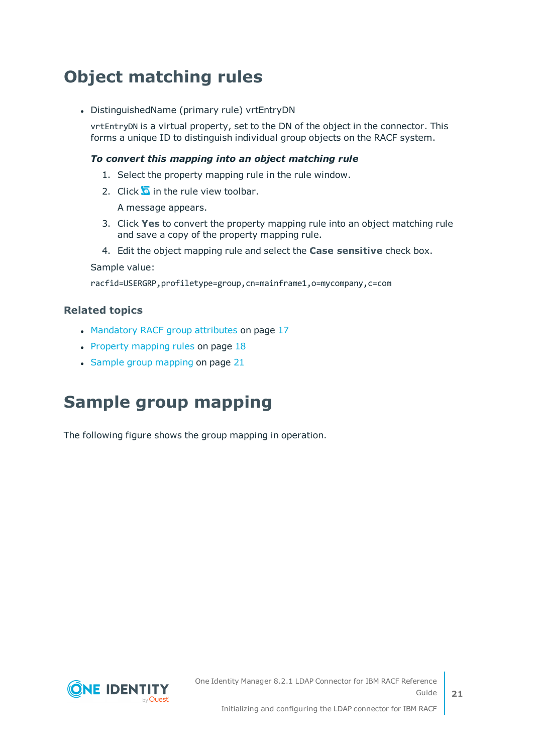# Object matching rules

- DistinguishedName (primary rule) vrtEntryDN

  `vrtEntryDN` is a virtual property, set to the DN of the object in the connector. This forms a unique ID to distinguish individual group objects on the RACF system.

  ***To convert this mapping into an object matching rule***

  1. Select the property mapping rule in the rule window.
  2. Click in the rule view toolbar.

     A message appears.
  3. Click **Yes** to convert the property mapping rule into an object matching rule and save a copy of the property mapping rule.
  4. Edit the object mapping rule and select the **Case sensitive** check box.

  Sample value:

  `racfid=USERGRP,profiletype=group,cn=mainframe1,o=mycompany,c=com`

### Related topics

- Mandatory RACF group attributes on page 17
- Property mapping rules on page 18
- Sample group mapping on page 21

# Sample group mapping

The following figure shows the group mapping in operation.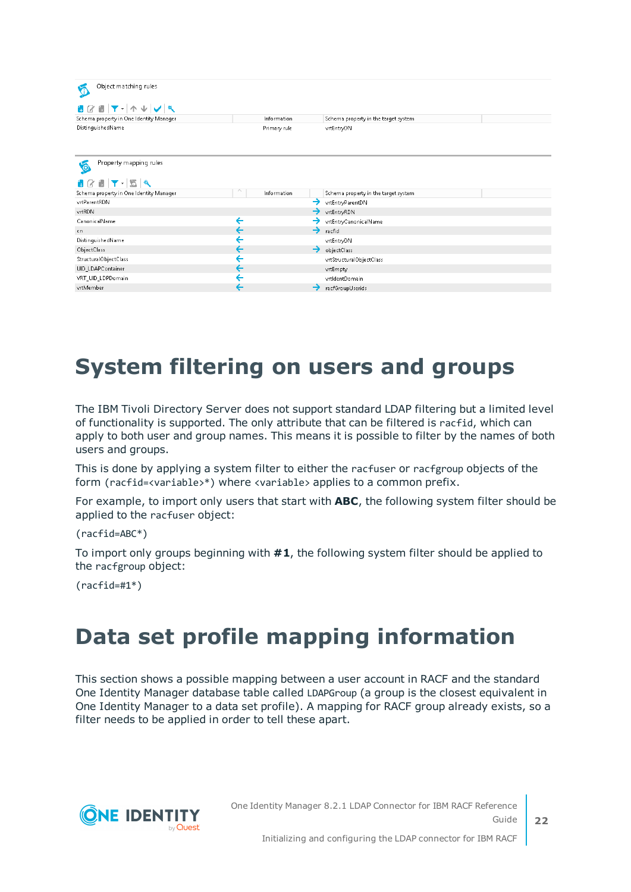Object matching rules

| Schema property in One Identity Manager | Information | Schema property in the target system |
| --- | --- | --- |
| DistinguishedName | Primary rule | vrtEntryDN |

Property mapping rules

| Schema property in One Identity Manager | | Information | | Schema property in the target system |
| --- | --- | --- | --- | --- |
| vrtParentRDN | | | → | vrtEntryParentDN |
| vrtRDN | | | → | vrtEntryRDN |
| CanonicalName | ← | | → | vrtEntryCanonicalName |
| cn | ← | | → | racfid |
| DistinguishedName | ← | | | vrtEntryDN |
| ObjectClass | ← | | → | objectClass |
| StructuralObjectClass | ← | | | vrtStructuralObjectClass |
| UID_LDAPContainer | ← | | | vrtEmpty |
| VRT_UID_LDPDomain | ← | | | vrtIdentDomain |
| vrtMember | ← | | → | racfGroupUserids |

# System filtering on users and groups

The IBM Tivoli Directory Server does not support standard LDAP filtering but a limited level of functionality is supported. The only attribute that can be filtered is `racfid`, which can apply to both user and group names. This means it is possible to filter by the names of both users and groups.

This is done by applying a system filter to either the `racfuser` or `racfgroup` objects of the form `(racfid=<variable>*)` where `<variable>` applies to a common prefix.

For example, to import only users that start with **ABC**, the following system filter should be applied to the `racfuser` object:

```
(racfid=ABC*)
```

To import only groups beginning with **#1**, the following system filter should be applied to the `racfgroup` object:

```
(racfid=#1*)
```

# Data set profile mapping information

This section shows a possible mapping between a user account in RACF and the standard One Identity Manager database table called `LDAPGroup` (a group is the closest equivalent in One Identity Manager to a data set profile). A mapping for RACF group already exists, so a filter needs to be applied in order to tell these apart.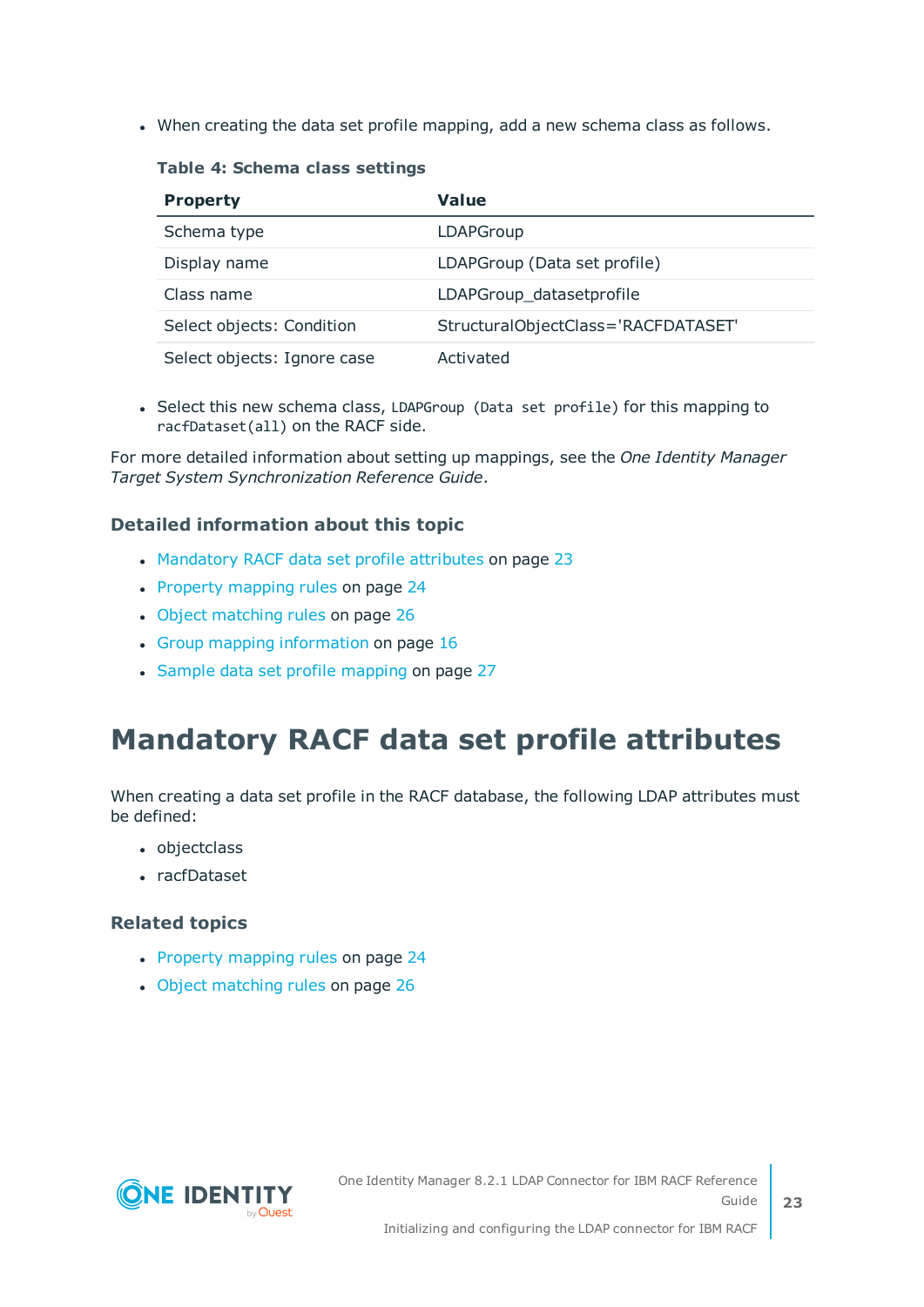- When creating the data set profile mapping, add a new schema class as follows.

**Table 4: Schema class settings**

| Property | Value |
| --- | --- |
| Schema type | LDAPGroup |
| Display name | LDAPGroup (Data set profile) |
| Class name | LDAPGroup_datasetprofile |
| Select objects: Condition | StructuralObjectClass='RACFDATASET' |
| Select objects: Ignore case | Activated |

- Select this new schema class, `LDAPGroup (Data set profile)` for this mapping to `racfDataset(all)` on the RACF side.

For more detailed information about setting up mappings, see the *One Identity Manager Target System Synchronization Reference Guide*.

### Detailed information about this topic

- Mandatory RACF data set profile attributes on page 23
- Property mapping rules on page 24
- Object matching rules on page 26
- Group mapping information on page 16
- Sample data set profile mapping on page 27

# Mandatory RACF data set profile attributes

When creating a data set profile in the RACF database, the following LDAP attributes must be defined:

- objectclass
- racfDataset

### Related topics

- Property mapping rules on page 24
- Object matching rules on page 26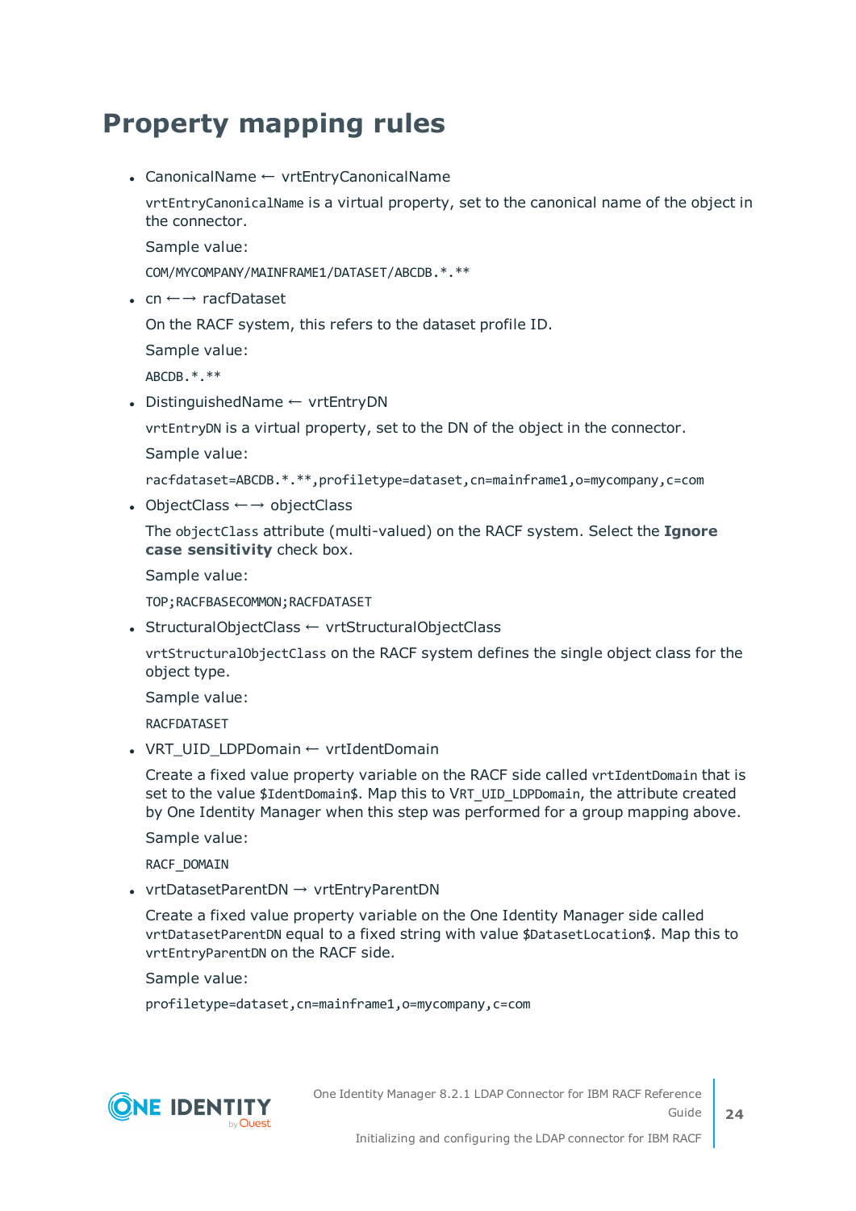# Property mapping rules

- CanonicalName ← vrtEntryCanonicalName

  `vrtEntryCanonicalName` is a virtual property, set to the canonical name of the object in the connector.

  Sample value:

  `COM/MYCOMPANY/MAINFRAME1/DATASET/ABCDB.*.**`

- cn ←→ racfDataset

  On the RACF system, this refers to the dataset profile ID.

  Sample value:

  `ABCDB.*.**`

- DistinguishedName ← vrtEntryDN

  `vrtEntryDN` is a virtual property, set to the DN of the object in the connector.

  Sample value:

  `racfdataset=ABCDB.*.**,profiletype=dataset,cn=mainframe1,o=mycompany,c=com`

- ObjectClass ←→ objectClass

  The `objectClass` attribute (multi-valued) on the RACF system. Select the **Ignore case sensitivity** check box.

  Sample value:

  `TOP;RACFBASECOMMON;RACFDATASET`

- StructuralObjectClass ← vrtStructuralObjectClass

  `vrtStructuralObjectClass` on the RACF system defines the single object class for the object type.

  Sample value:

  `RACFDATASET`

- VRT_UID_LDPDomain ← vrtIdentDomain

  Create a fixed value property variable on the RACF side called `vrtIdentDomain` that is set to the value `$IdentDomain$`. Map this to `VRT_UID_LDPDomain`, the attribute created by One Identity Manager when this step was performed for a group mapping above.

  Sample value:

  `RACF_DOMAIN`

- vrtDatasetParentDN → vrtEntryParentDN

  Create a fixed value property variable on the One Identity Manager side called `vrtDatasetParentDN` equal to a fixed string with value `$DatasetLocation$`. Map this to `vrtEntryParentDN` on the RACF side.

  Sample value:

  `profiletype=dataset,cn=mainframe1,o=mycompany,c=com`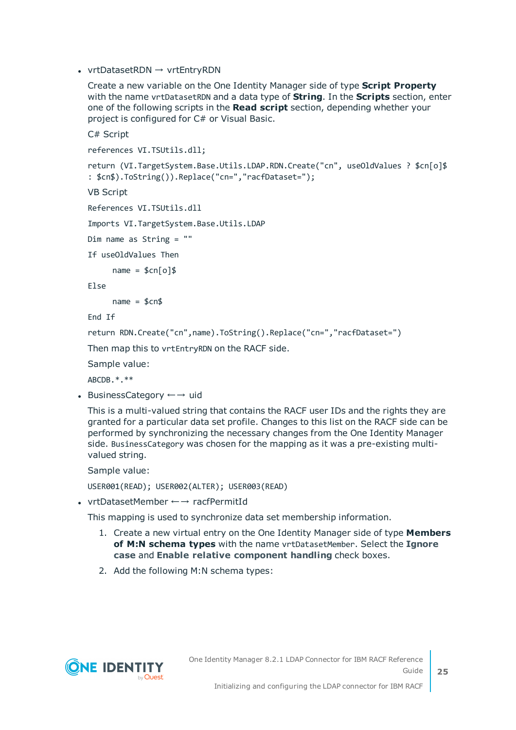- vrtDatasetRDN → vrtEntryRDN

  Create a new variable on the One Identity Manager side of type **Script Property** with the name `vrtDatasetRDN` and a data type of **String**. In the **Scripts** section, enter one of the following scripts in the **Read script** section, depending whether your project is configured for C# or Visual Basic.

  C# Script

  ```
  references VI.TSUtils.dll;

  return (VI.TargetSystem.Base.Utils.LDAP.RDN.Create("cn", useOldValues ? $cn[o]$
  : $cn$).ToString()).Replace("cn=","racfDataset=");
  ```

  VB Script

  ```
  References VI.TSUtils.dll

  Imports VI.TargetSystem.Base.Utils.LDAP

  Dim name as String = ""

  If useOldValues Then

        name = $cn[o]$

  Else

        name = $cn$

  End If

  return RDN.Create("cn",name).ToString().Replace("cn=","racfDataset=")
  ```

  Then map this to `vrtEntryRDN` on the RACF side.

  Sample value:

  `ABCDB.*.**`

- BusinessCategory ←→ uid

  This is a multi-valued string that contains the RACF user IDs and the rights they are granted for a particular data set profile. Changes to this list on the RACF side can be performed by synchronizing the necessary changes from the One Identity Manager side. `BusinessCategory` was chosen for the mapping as it was a pre-existing multi-valued string.

  Sample value:

  `USER001(READ); USER002(ALTER); USER003(READ)`

- vrtDatasetMember ←→ racfPermitId

  This mapping is used to synchronize data set membership information.

  1. Create a new virtual entry on the One Identity Manager side of type **Members of M:N schema types** with the name `vrtDatasetMember`. Select the **Ignore case** and **Enable relative component handling** check boxes.
  2. Add the following M:N schema types: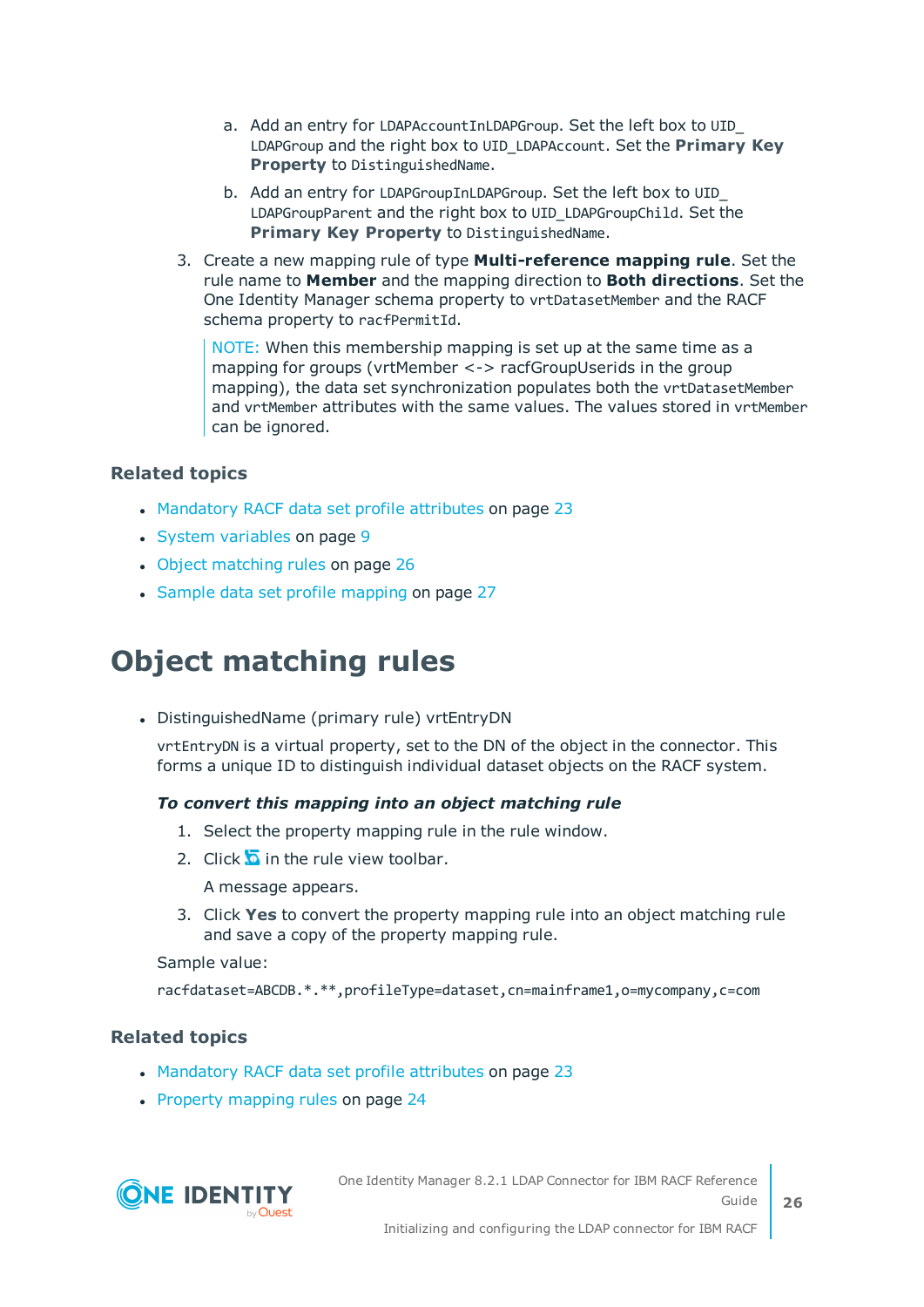a. Add an entry for `LDAPAccountInLDAPGroup`. Set the left box to `UID_LDAPGroup` and the right box to `UID_LDAPAccount`. Set the **Primary Key Property** to `DistinguishedName`.

   b. Add an entry for `LDAPGroupInLDAPGroup`. Set the left box to `UID_LDAPGroupParent` and the right box to `UID_LDAPGroupChild`. Set the **Primary Key Property** to `DistinguishedName`.

3. Create a new mapping rule of type **Multi-reference mapping rule**. Set the rule name to **Member** and the mapping direction to **Both directions**. Set the One Identity Manager schema property to `vrtDatasetMember` and the RACF schema property to `racfPermitId`.

   > NOTE: When this membership mapping is set up at the same time as a mapping for groups (vrtMember <-> racfGroupUserids in the group mapping), the data set synchronization populates both the `vrtDatasetMember` and `vrtMember` attributes with the same values. The values stored in `vrtMember` can be ignored.

### Related topics

- Mandatory RACF data set profile attributes on page 23
- System variables on page 9
- Object matching rules on page 26
- Sample data set profile mapping on page 27

# Object matching rules

- DistinguishedName (primary rule) vrtEntryDN

  `vrtEntryDN` is a virtual property, set to the DN of the object in the connector. This forms a unique ID to distinguish individual dataset objects on the RACF system.

  ***To convert this mapping into an object matching rule***

  1. Select the property mapping rule in the rule window.
  2. Click in the rule view toolbar.

     A message appears.

  3. Click **Yes** to convert the property mapping rule into an object matching rule and save a copy of the property mapping rule.

  Sample value:

  `racfdataset=ABCDB.*.**,profileType=dataset,cn=mainframe1,o=mycompany,c=com`

### Related topics

- Mandatory RACF data set profile attributes on page 23
- Property mapping rules on page 24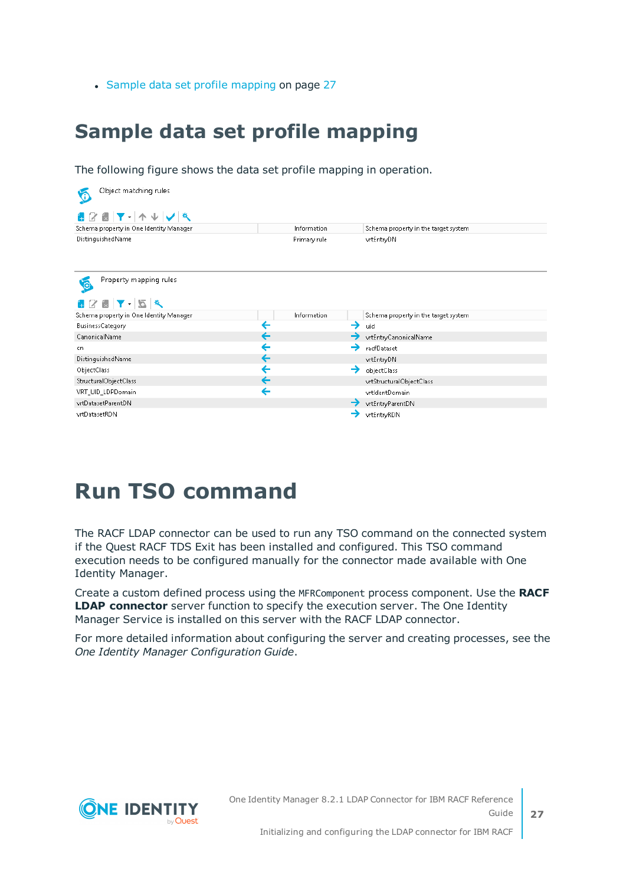- Sample data set profile mapping on page 27

# Sample data set profile mapping

The following figure shows the data set profile mapping in operation.

Object matching rules

| Schema property in One Identity Manager | Information | Schema property in the target system |
|---|---|---|
| DistinguishedName | Primary rule | vrtEntryDN |

Property mapping rules

| Schema property in One Identity Manager | | Information | | Schema property in the target system |
|---|---|---|---|---|
| BusinessCategory | ← | | → | uid |
| CanonicalName | ← | | → | vrtEntryCanonicalName |
| cn | ← | | → | racfDataset |
| DistinguishedName | ← | | | vrtEntryDN |
| ObjectClass | ← | | → | objectClass |
| StructuralObjectClass | ← | | | vrtStructuralObjectClass |
| VRT_UID_LDPDomain | ← | | | vrtIdentDomain |
| vrtDatasetParentDN | | | → | vrtEntryParentDN |
| vrtDatasetRDN | | | → | vrtEntryRDN |

# Run TSO command

The RACF LDAP connector can be used to run any TSO command on the connected system if the Quest RACF TDS Exit has been installed and configured. This TSO command execution needs to be configured manually for the connector made available with One Identity Manager.

Create a custom defined process using the `MFRComponent` process component. Use the **RACF LDAP connector** server function to specify the execution server. The One Identity Manager Service is installed on this server with the RACF LDAP connector.

For more detailed information about configuring the server and creating processes, see the *One Identity Manager Configuration Guide*.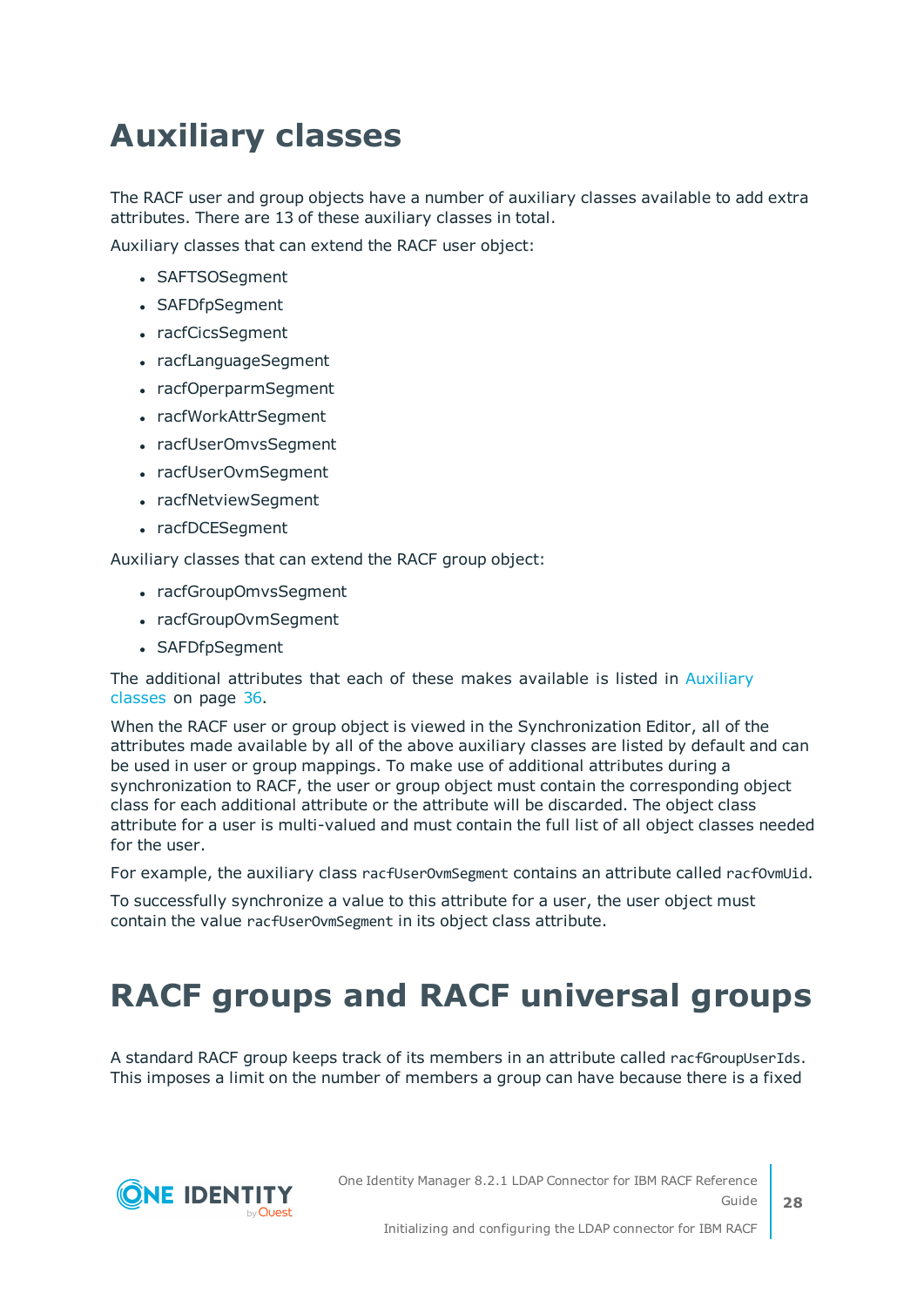# Auxiliary classes

The RACF user and group objects have a number of auxiliary classes available to add extra attributes. There are 13 of these auxiliary classes in total.

Auxiliary classes that can extend the RACF user object:

- SAFTSOSegment
- SAFDfpSegment
- racfCicsSegment
- racfLanguageSegment
- racfOperparmSegment
- racfWorkAttrSegment
- racfUserOmvsSegment
- racfUserOvmSegment
- racfNetviewSegment
- racfDCESegment

Auxiliary classes that can extend the RACF group object:

- racfGroupOmvsSegment
- racfGroupOvmSegment
- SAFDfpSegment

The additional attributes that each of these makes available is listed in Auxiliary classes on page 36.

When the RACF user or group object is viewed in the Synchronization Editor, all of the attributes made available by all of the above auxiliary classes are listed by default and can be used in user or group mappings. To make use of additional attributes during a synchronization to RACF, the user or group object must contain the corresponding object class for each additional attribute or the attribute will be discarded. The object class attribute for a user is multi-valued and must contain the full list of all object classes needed for the user.

For example, the auxiliary class `racfUserOvmSegment` contains an attribute called `racfOvmUid`.

To successfully synchronize a value to this attribute for a user, the user object must contain the value `racfUserOvmSegment` in its object class attribute.

# RACF groups and RACF universal groups

A standard RACF group keeps track of its members in an attribute called `racfGroupUserIds`. This imposes a limit on the number of members a group can have because there is a fixed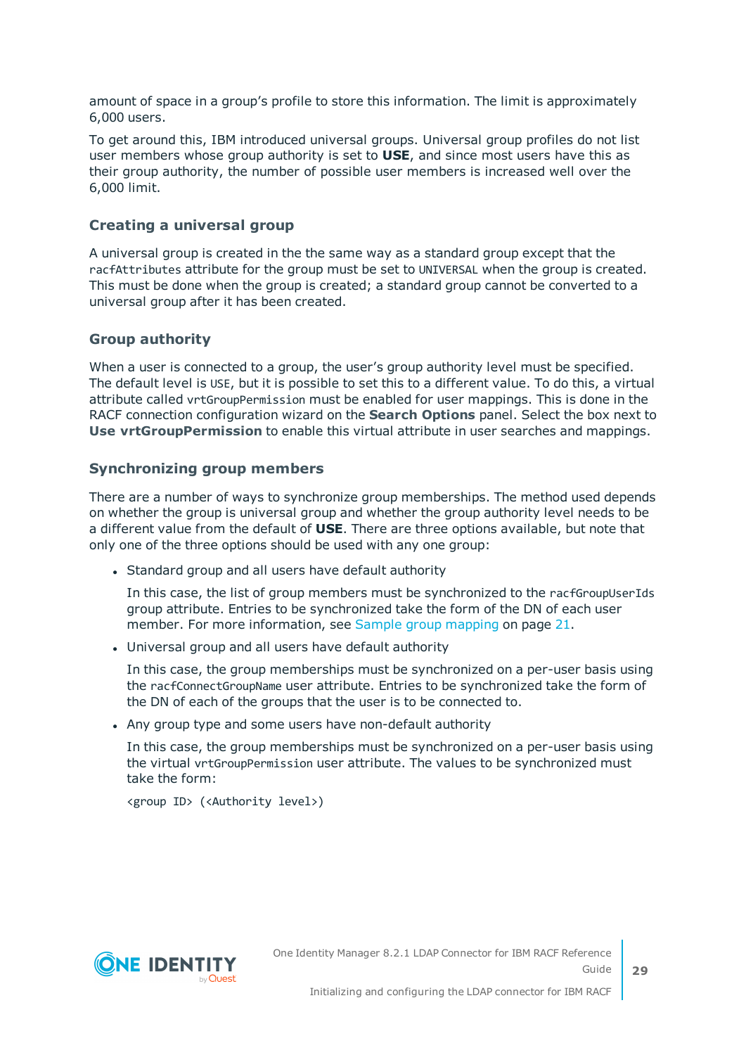amount of space in a group's profile to store this information. The limit is approximately 6,000 users.

To get around this, IBM introduced universal groups. Universal group profiles do not list user members whose group authority is set to **USE**, and since most users have this as their group authority, the number of possible user members is increased well over the 6,000 limit.

### Creating a universal group

A universal group is created in the the same way as a standard group except that the `racfAttributes` attribute for the group must be set to `UNIVERSAL` when the group is created. This must be done when the group is created; a standard group cannot be converted to a universal group after it has been created.

### Group authority

When a user is connected to a group, the user's group authority level must be specified. The default level is `USE`, but it is possible to set this to a different value. To do this, a virtual attribute called `vrtGroupPermission` must be enabled for user mappings. This is done in the RACF connection configuration wizard on the **Search Options** panel. Select the box next to **Use vrtGroupPermission** to enable this virtual attribute in user searches and mappings.

### Synchronizing group members

There are a number of ways to synchronize group memberships. The method used depends on whether the group is universal group and whether the group authority level needs to be a different value from the default of **USE**. There are three options available, but note that only one of the three options should be used with any one group:

- Standard group and all users have default authority

  In this case, the list of group members must be synchronized to the `racfGroupUserIds` group attribute. Entries to be synchronized take the form of the DN of each user member. For more information, see Sample group mapping on page 21.

- Universal group and all users have default authority

  In this case, the group memberships must be synchronized on a per-user basis using the `racfConnectGroupName` user attribute. Entries to be synchronized take the form of the DN of each of the groups that the user is to be connected to.

- Any group type and some users have non-default authority

  In this case, the group memberships must be synchronized on a per-user basis using the virtual `vrtGroupPermission` user attribute. The values to be synchronized must take the form:

  ```
  <group ID> (<Authority level>)
  ```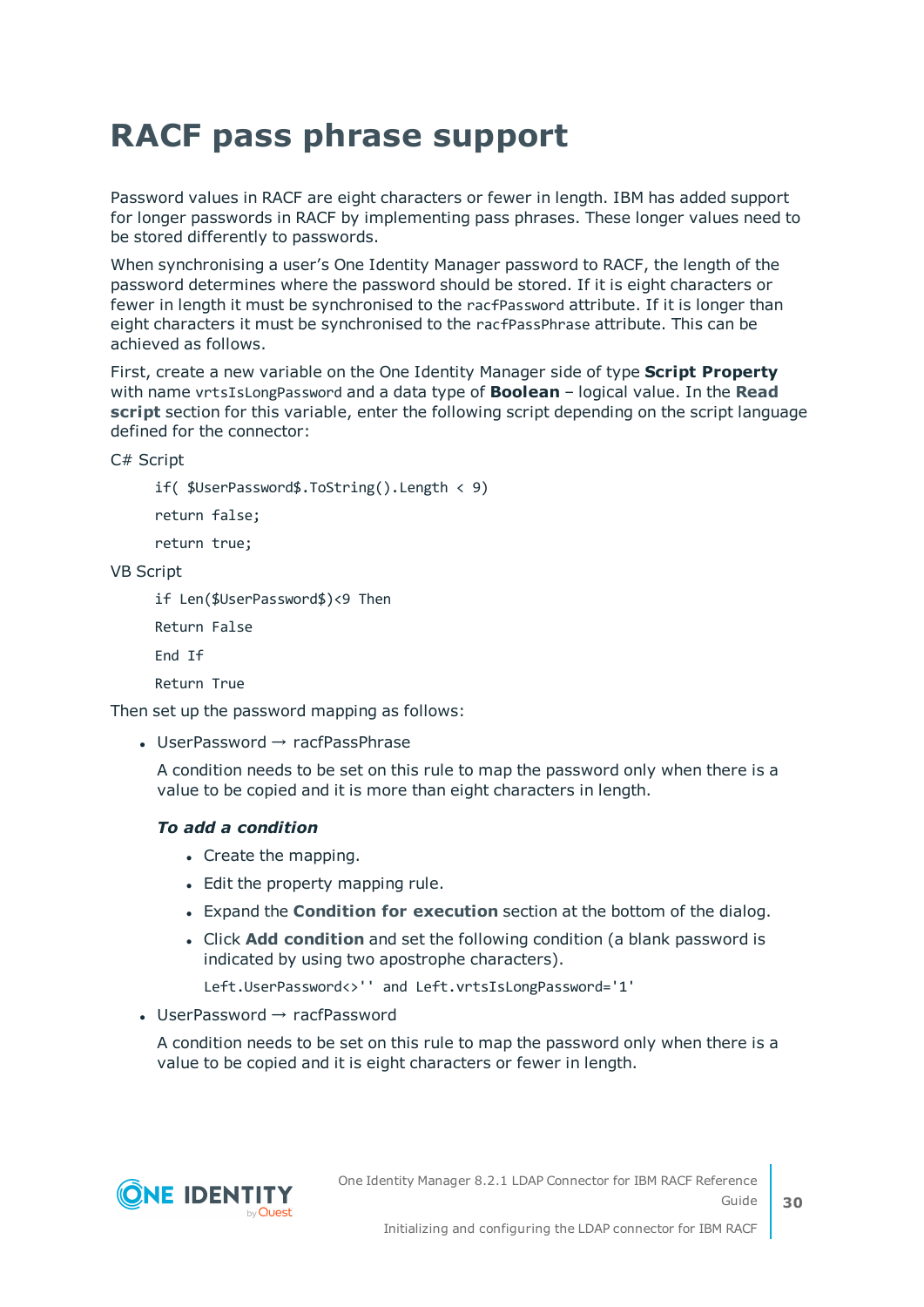# RACF pass phrase support

Password values in RACF are eight characters or fewer in length. IBM has added support for longer passwords in RACF by implementing pass phrases. These longer values need to be stored differently to passwords.

When synchronising a user's One Identity Manager password to RACF, the length of the password determines where the password should be stored. If it is eight characters or fewer in length it must be synchronised to the `racfPassword` attribute. If it is longer than eight characters it must be synchronised to the `racfPassPhrase` attribute. This can be achieved as follows.

First, create a new variable on the One Identity Manager side of type **Script Property** with name `vrtsIsLongPassword` and a data type of **Boolean** – logical value. In the **Read script** section for this variable, enter the following script depending on the script language defined for the connector:

C# Script

```
if( $UserPassword$.ToString().Length < 9)
return false;
return true;
```

VB Script

```
if Len($UserPassword$)<9 Then
Return False
End If
Return True
```

Then set up the password mapping as follows:

- UserPassword → racfPassPhrase

  A condition needs to be set on this rule to map the password only when there is a value to be copied and it is more than eight characters in length.

  ***To add a condition***

  - Create the mapping.
  - Edit the property mapping rule.
  - Expand the **Condition for execution** section at the bottom of the dialog.
  - Click **Add condition** and set the following condition (a blank password is indicated by using two apostrophe characters).

    `Left.UserPassword<>'' and Left.vrtsIsLongPassword='1'`

- UserPassword → racfPassword

  A condition needs to be set on this rule to map the password only when there is a value to be copied and it is eight characters or fewer in length.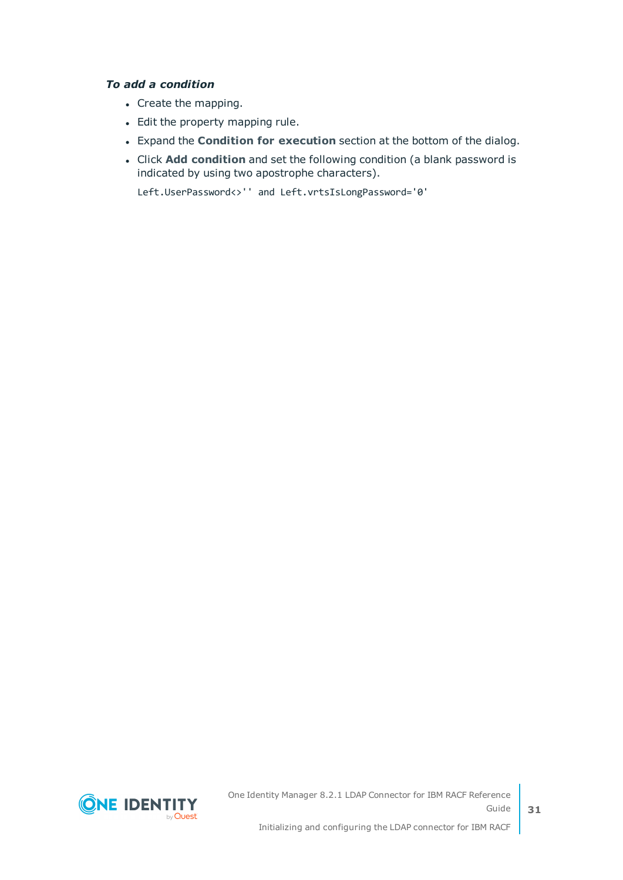***To add a condition***

- Create the mapping.
- Edit the property mapping rule.
- Expand the **Condition for execution** section at the bottom of the dialog.
- Click **Add condition** and set the following condition (a blank password is indicated by using two apostrophe characters).

```
Left.UserPassword<>'' and Left.vrtsIsLongPassword='0'
```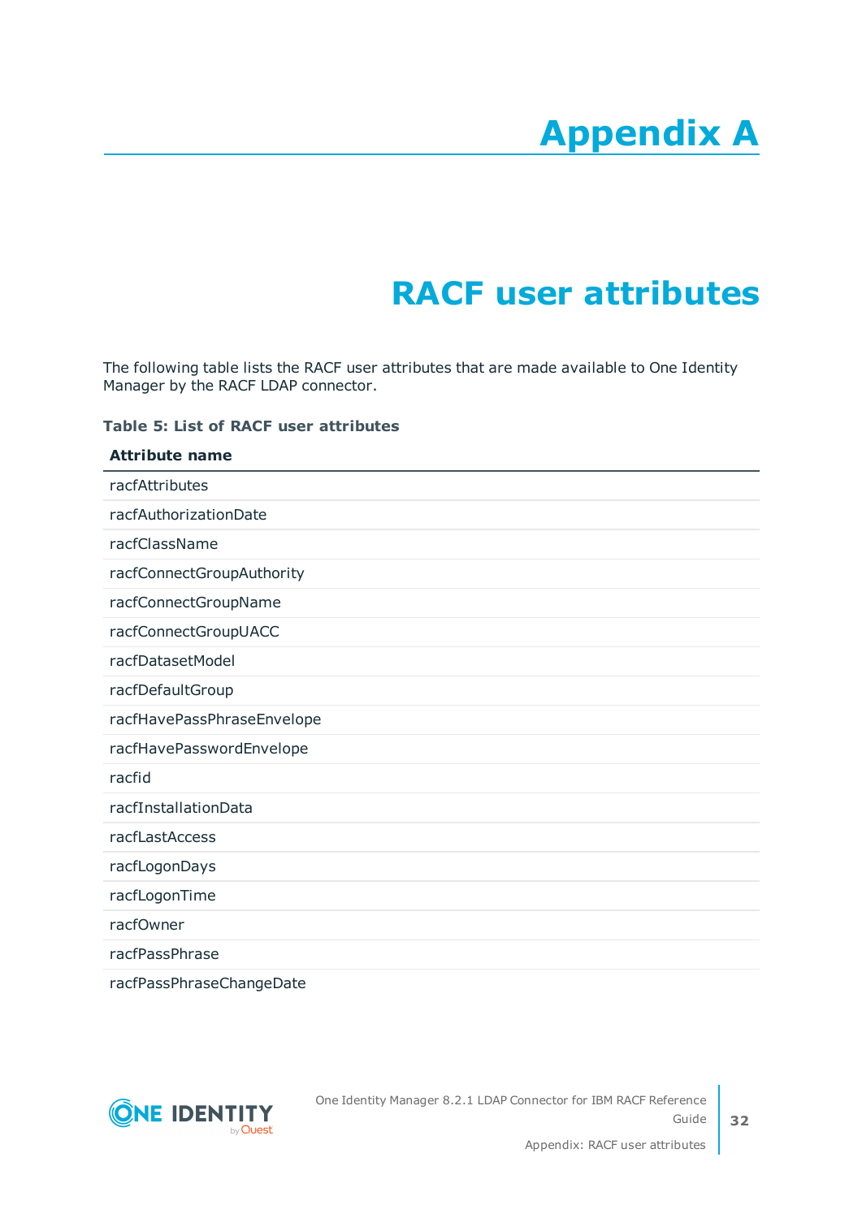# Appendix A

## RACF user attributes

The following table lists the RACF user attributes that are made available to One Identity Manager by the RACF LDAP connector.

**Table 5: List of RACF user attributes**

| Attribute name |
|---|
| racfAttributes |
| racfAuthorizationDate |
| racfClassName |
| racfConnectGroupAuthority |
| racfConnectGroupName |
| racfConnectGroupUACC |
| racfDatasetModel |
| racfDefaultGroup |
| racfHavePassPhraseEnvelope |
| racfHavePasswordEnvelope |
| racfid |
| racfInstallationData |
| racfLastAccess |
| racfLogonDays |
| racfLogonTime |
| racfOwner |
| racfPassPhrase |
| racfPassPhraseChangeDate |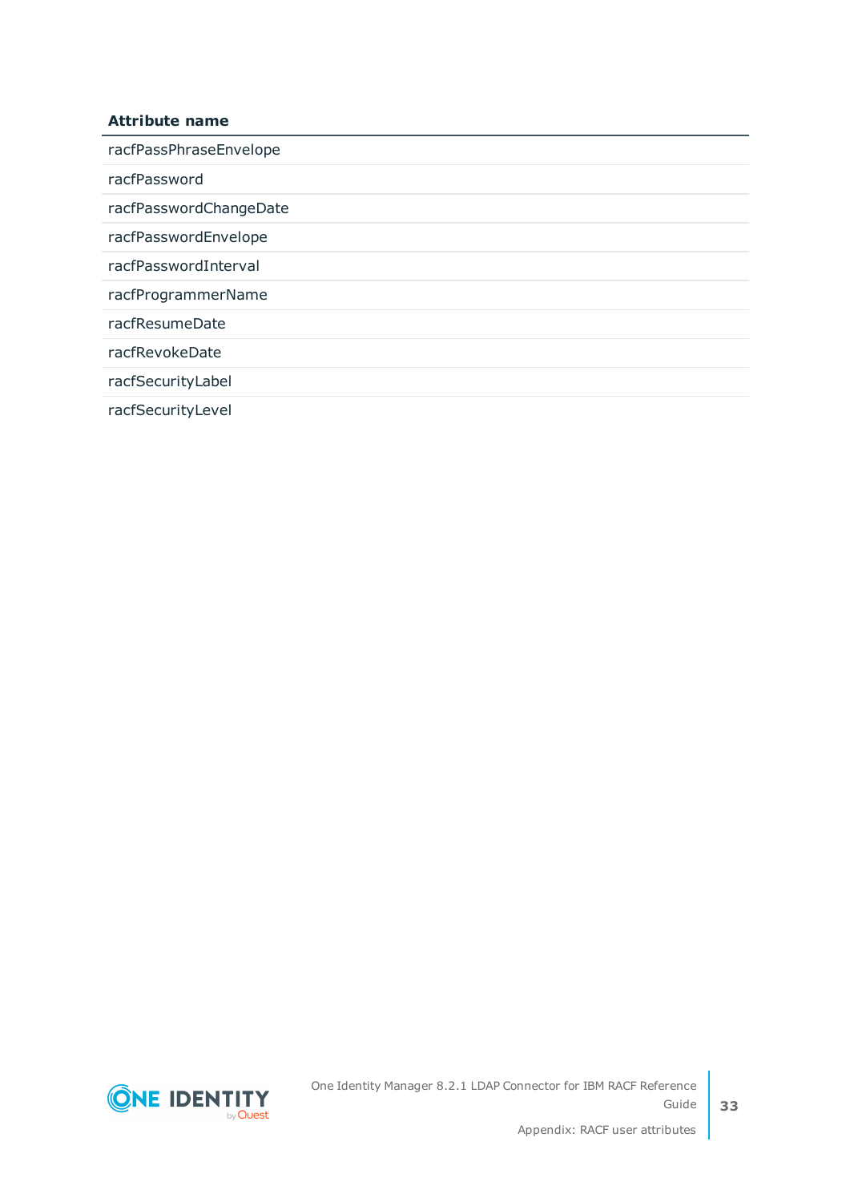| Attribute name |
| --- |
| racfPassPhraseEnvelope |
| racfPassword |
| racfPasswordChangeDate |
| racfPasswordEnvelope |
| racfPasswordInterval |
| racfProgrammerName |
| racfResumeDate |
| racfRevokeDate |
| racfSecurityLabel |
| racfSecurityLevel |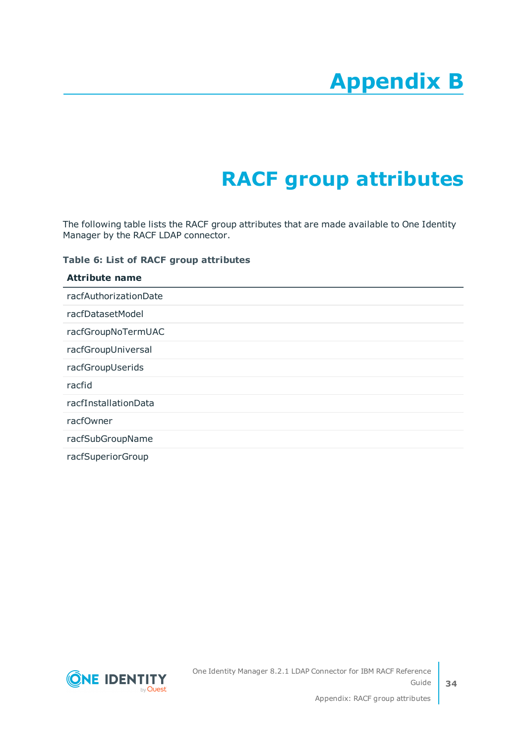# Appendix B

# RACF group attributes

The following table lists the RACF group attributes that are made available to One Identity Manager by the RACF LDAP connector.

**Table 6: List of RACF group attributes**

| Attribute name |
| --- |
| racfAuthorizationDate |
| racfDatasetModel |
| racfGroupNoTermUAC |
| racfGroupUniversal |
| racfGroupUserids |
| racfid |
| racfInstallationData |
| racfOwner |
| racfSubGroupName |
| racfSuperiorGroup |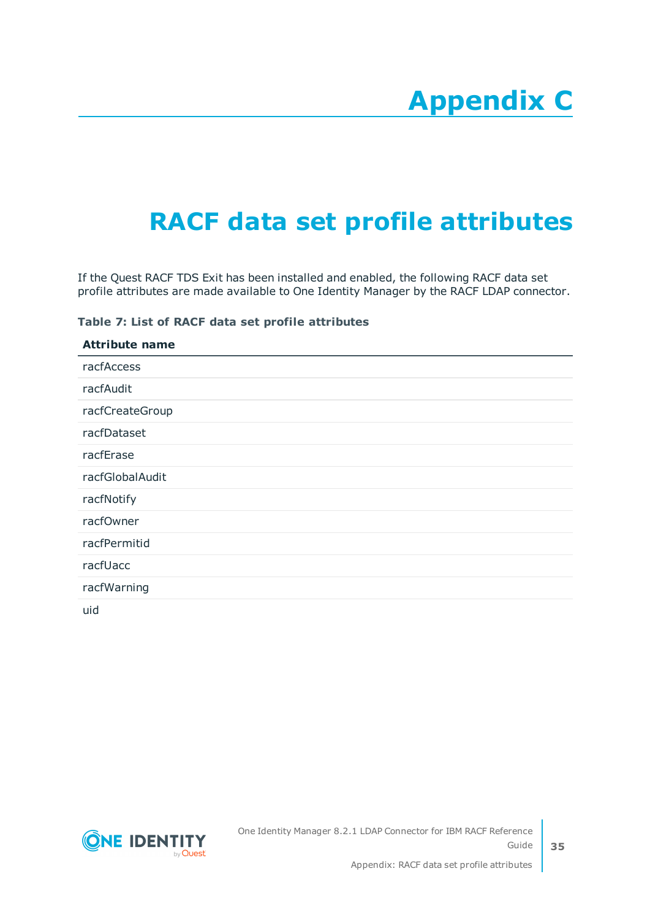# Appendix C

# RACF data set profile attributes

If the Quest RACF TDS Exit has been installed and enabled, the following RACF data set profile attributes are made available to One Identity Manager by the RACF LDAP connector.

**Table 7: List of RACF data set profile attributes**

| Attribute name |
| --- |
| racfAccess |
| racfAudit |
| racfCreateGroup |
| racfDataset |
| racfErase |
| racfGlobalAudit |
| racfNotify |
| racfOwner |
| racfPermitid |
| racfUacc |
| racfWarning |
| uid |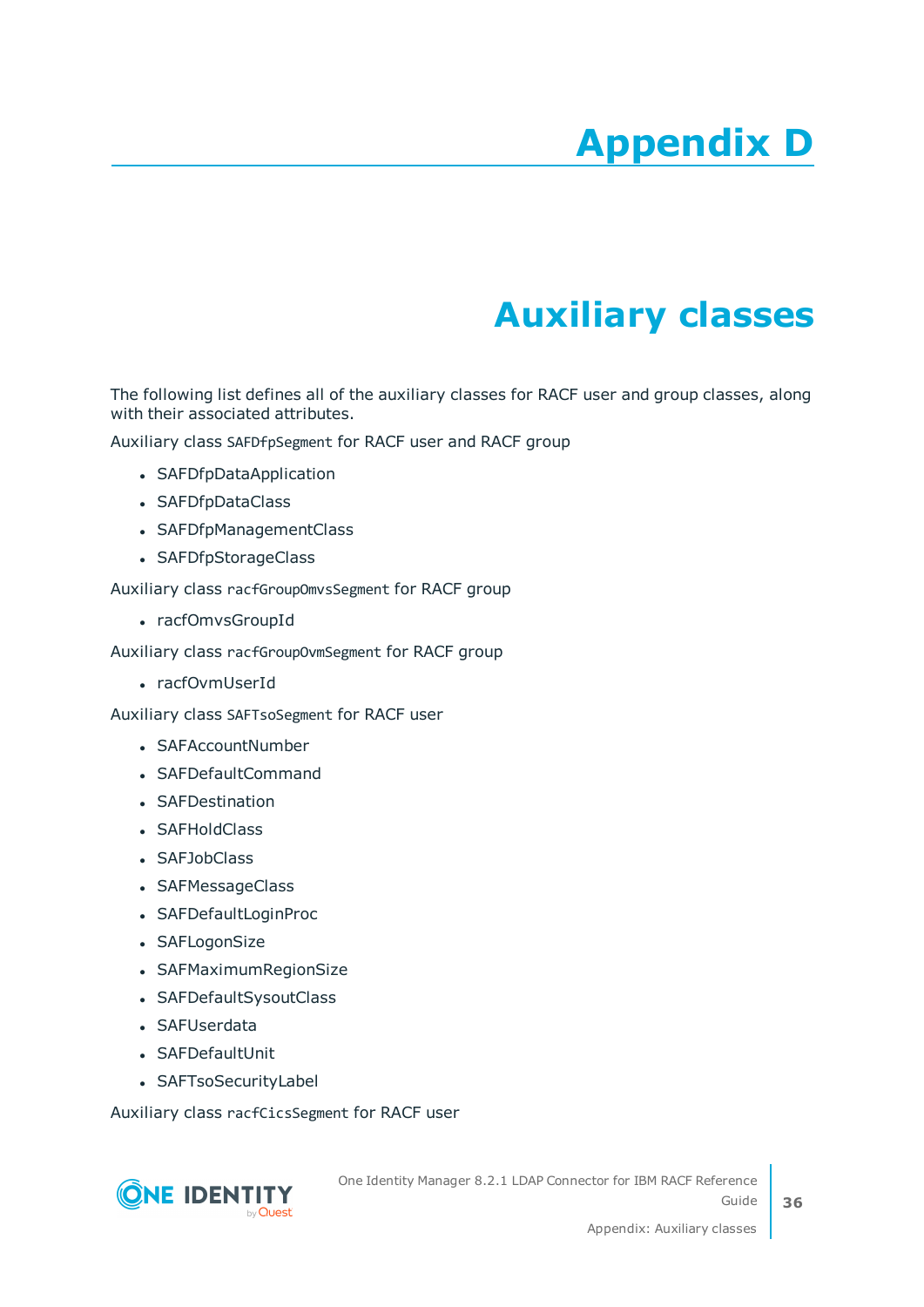# Appendix D

# Auxiliary classes

The following list defines all of the auxiliary classes for RACF user and group classes, along with their associated attributes.

Auxiliary class `SAFDfpSegment` for RACF user and RACF group

- SAFDfpDataApplication
- SAFDfpDataClass
- SAFDfpManagementClass
- SAFDfpStorageClass

Auxiliary class `racfGroupOmvsSegment` for RACF group

- racfOmvsGroupId

Auxiliary class `racfGroupOvmSegment` for RACF group

- racfOvmUserId

Auxiliary class `SAFTsoSegment` for RACF user

- SAFAccountNumber
- SAFDefaultCommand
- SAFDestination
- SAFHoldClass
- SAFJobClass
- SAFMessageClass
- SAFDefaultLoginProc
- SAFLogonSize
- SAFMaximumRegionSize
- SAFDefaultSysoutClass
- SAFUserdata
- SAFDefaultUnit
- SAFTsoSecurityLabel

Auxiliary class `racfCicsSegment` for RACF user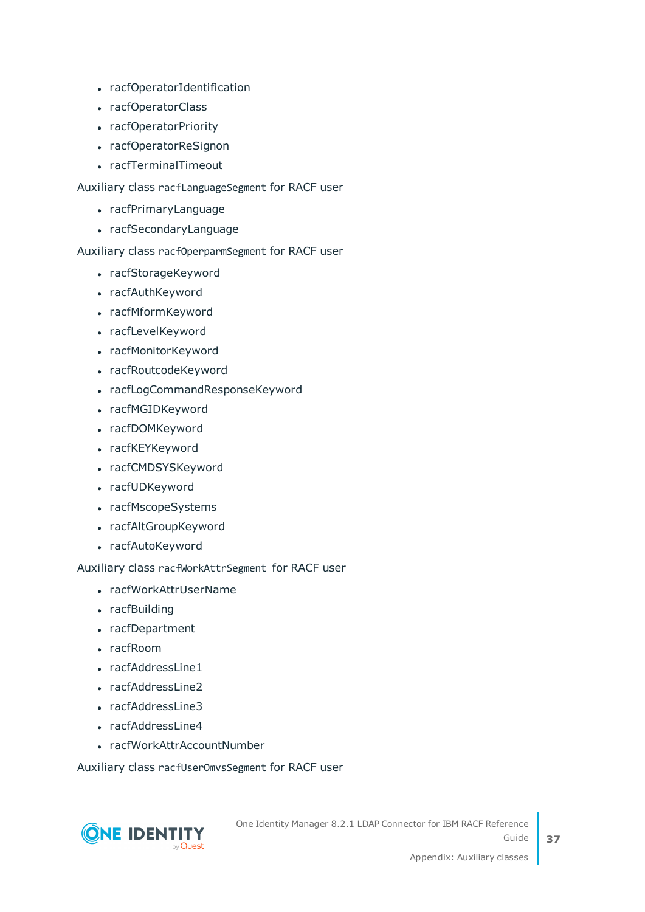- racfOperatorIdentification
- racfOperatorClass
- racfOperatorPriority
- racfOperatorReSignon
- racfTerminalTimeout

Auxiliary class `racfLanguageSegment` for RACF user

- racfPrimaryLanguage
- racfSecondaryLanguage

Auxiliary class `racfOperparmSegment` for RACF user

- racfStorageKeyword
- racfAuthKeyword
- racfMformKeyword
- racfLevelKeyword
- racfMonitorKeyword
- racfRoutcodeKeyword
- racfLogCommandResponseKeyword
- racfMGIDKeyword
- racfDOMKeyword
- racfKEYKeyword
- racfCMDSYSKeyword
- racfUDKeyword
- racfMscopeSystems
- racfAltGroupKeyword
- racfAutoKeyword

Auxiliary class `racfWorkAttrSegment` for RACF user

- racfWorkAttrUserName
- racfBuilding
- racfDepartment
- racfRoom
- racfAddressLine1
- racfAddressLine2
- racfAddressLine3
- racfAddressLine4
- racfWorkAttrAccountNumber

Auxiliary class `racfUserOmvsSegment` for RACF user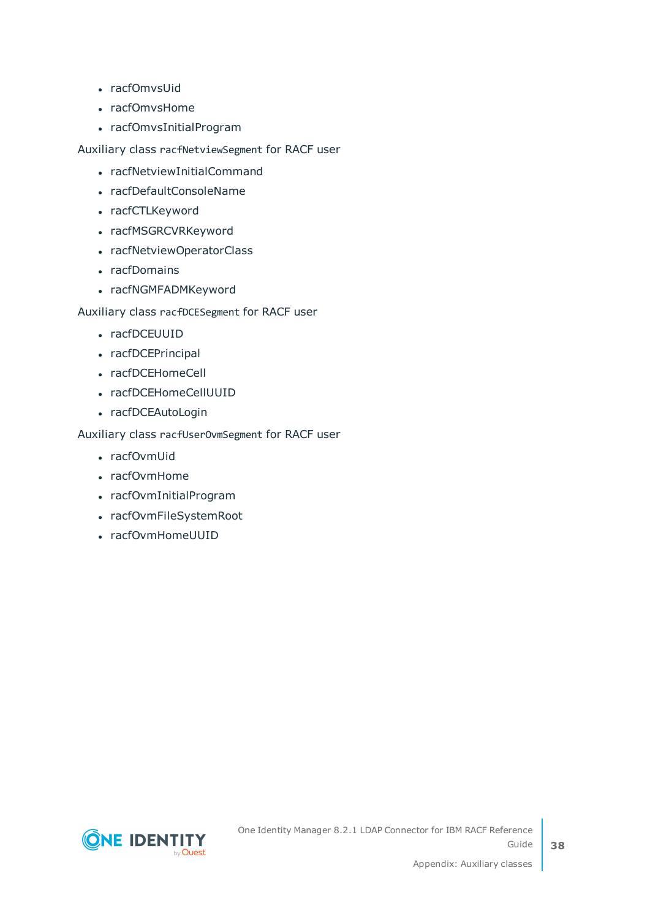- racfOmvsUid
- racfOmvsHome
- racfOmvsInitialProgram

Auxiliary class `racfNetviewSegment` for RACF user

- racfNetviewInitialCommand
- racfDefaultConsoleName
- racfCTLKeyword
- racfMSGRCVRKeyword
- racfNetviewOperatorClass
- racfDomains
- racfNGMFADMKeyword

Auxiliary class `racfDCESegment` for RACF user

- racfDCEUUID
- racfDCEPrincipal
- racfDCEHomeCell
- racfDCEHomeCellUUID
- racfDCEAutoLogin

Auxiliary class `racfUserOvmSegment` for RACF user

- racfOvmUid
- racfOvmHome
- racfOvmInitialProgram
- racfOvmFileSystemRoot
- racfOvmHomeUUID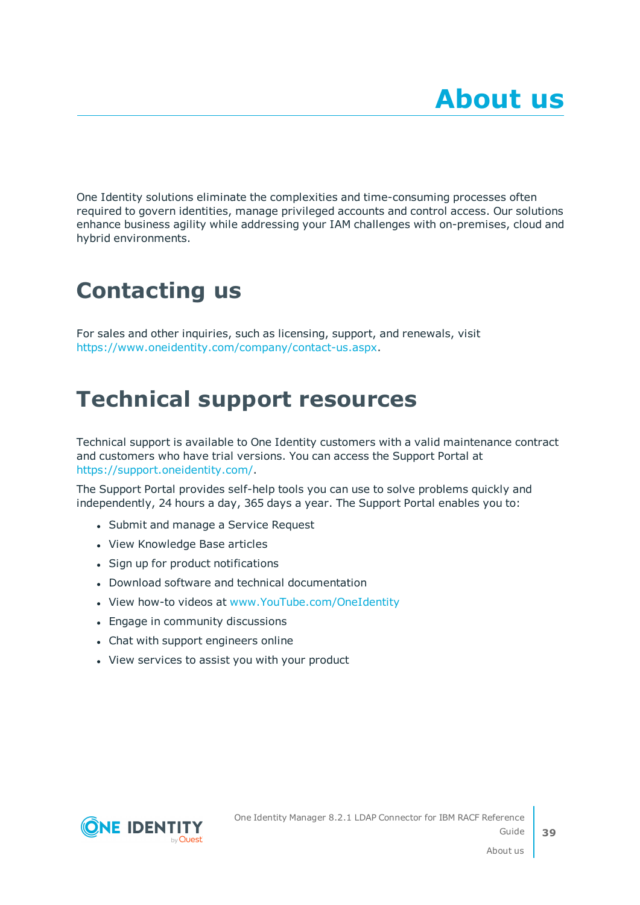# About us

One Identity solutions eliminate the complexities and time-consuming processes often required to govern identities, manage privileged accounts and control access. Our solutions enhance business agility while addressing your IAM challenges with on-premises, cloud and hybrid environments.

## Contacting us

For sales and other inquiries, such as licensing, support, and renewals, visit https://www.oneidentity.com/company/contact-us.aspx.

## Technical support resources

Technical support is available to One Identity customers with a valid maintenance contract and customers who have trial versions. You can access the Support Portal at https://support.oneidentity.com/.

The Support Portal provides self-help tools you can use to solve problems quickly and independently, 24 hours a day, 365 days a year. The Support Portal enables you to:

- Submit and manage a Service Request
- View Knowledge Base articles
- Sign up for product notifications
- Download software and technical documentation
- View how-to videos at www.YouTube.com/OneIdentity
- Engage in community discussions
- Chat with support engineers online
- View services to assist you with your product